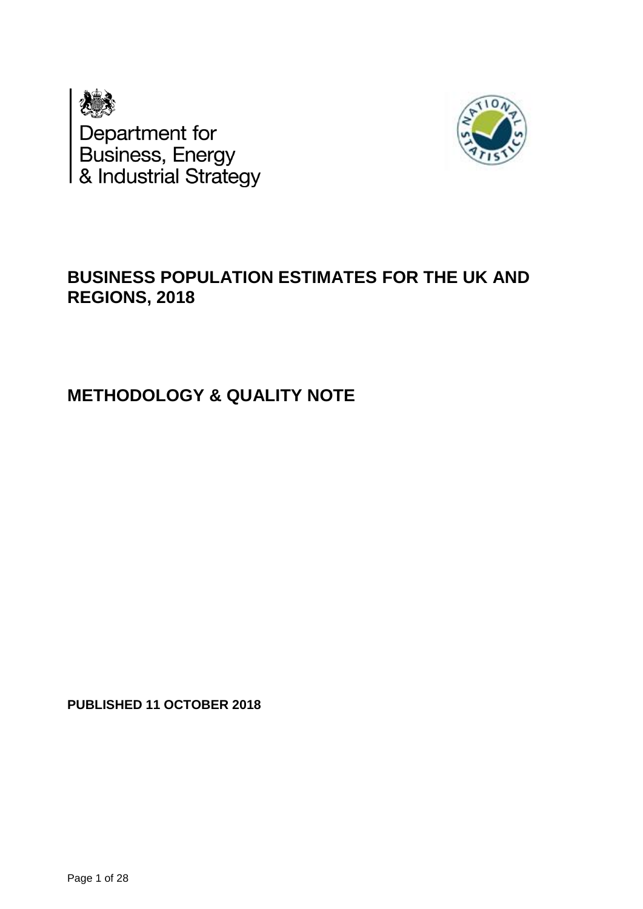Department for Business, Energy & Industrial Strategy

# BUSINESS POPULATION ESTIMATES FOR THE UK AND REGIONS, 2018

## METHODOLOGY & QUALITY NOTE

**PUBLISHED 11 OCTOBER 2018**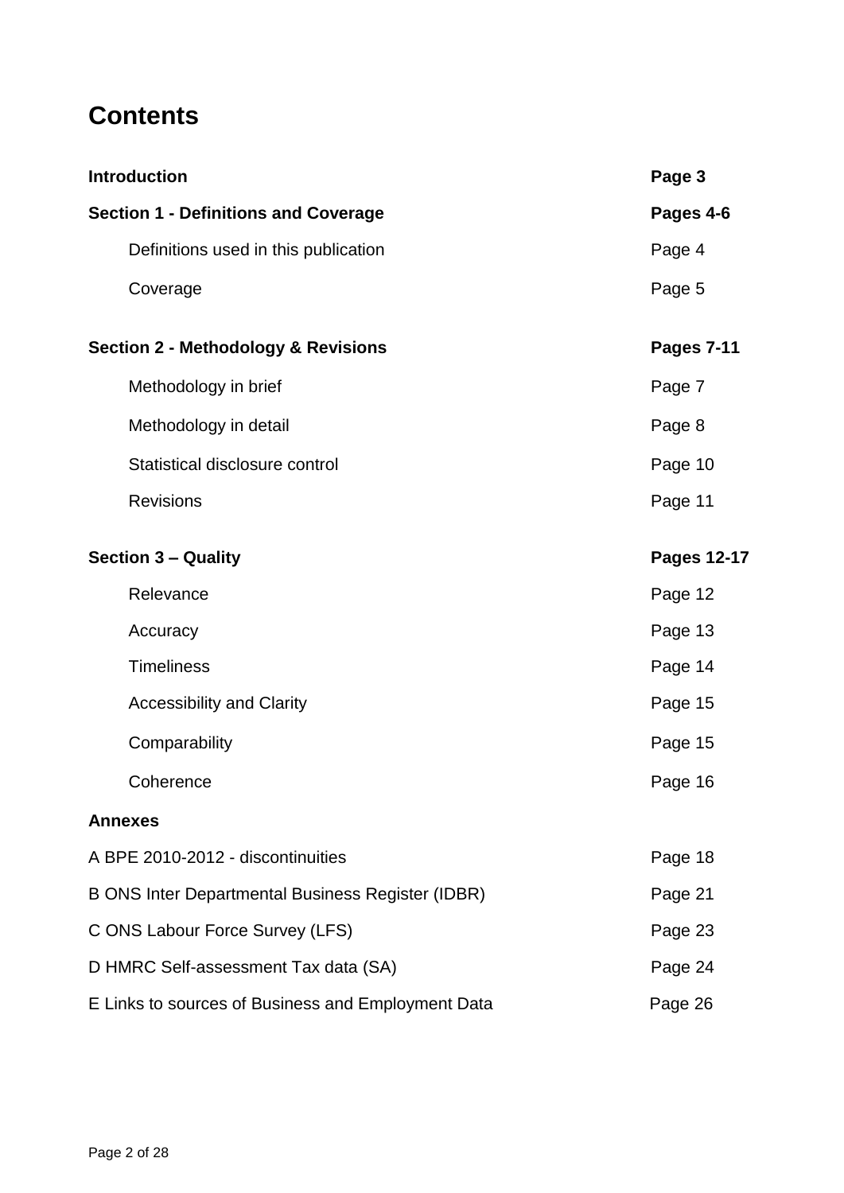# Contents

| | |
|---|---|
| **Introduction** | **Page 3** |
| **Section 1 - Definitions and Coverage** | **Pages 4-6** |
| Definitions used in this publication | Page 4 |
| Coverage | Page 5 |
| **Section 2 - Methodology & Revisions** | **Pages 7-11** |
| Methodology in brief | Page 7 |
| Methodology in detail | Page 8 |
| Statistical disclosure control | Page 10 |
| Revisions | Page 11 |
| **Section 3 – Quality** | **Pages 12-17** |
| Relevance | Page 12 |
| Accuracy | Page 13 |
| Timeliness | Page 14 |
| Accessibility and Clarity | Page 15 |
| Comparability | Page 15 |
| Coherence | Page 16 |
| **Annexes** | |
| A BPE 2010-2012 - discontinuities | Page 18 |
| B ONS Inter Departmental Business Register (IDBR) | Page 21 |
| C ONS Labour Force Survey (LFS) | Page 23 |
| D HMRC Self-assessment Tax data (SA) | Page 24 |
| E Links to sources of Business and Employment Data | Page 26 |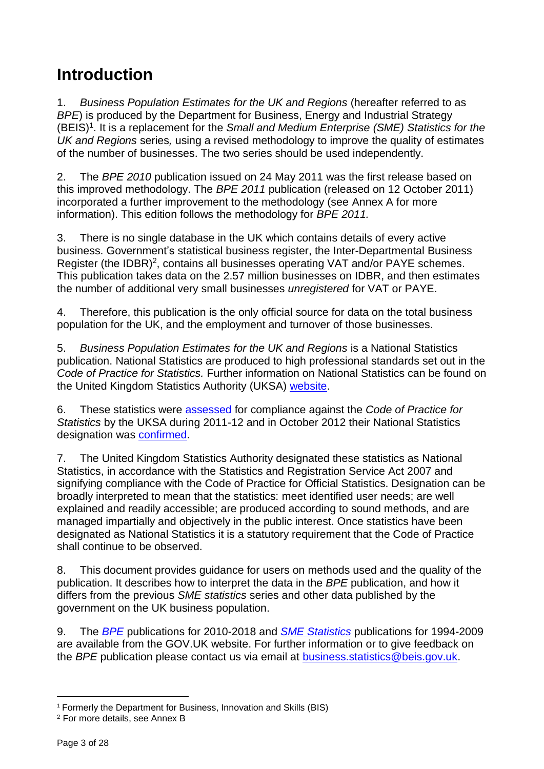# Introduction

1. *Business Population Estimates for the UK and Regions* (hereafter referred to as *BPE*) is produced by the Department for Business, Energy and Industrial Strategy (BEIS)[1]. It is a replacement for the *Small and Medium Enterprise (SME) Statistics for the UK and Regions* series*,* using a revised methodology to improve the quality of estimates of the number of businesses. The two series should be used independently.

2. The *BPE 2010* publication issued on 24 May 2011 was the first release based on this improved methodology. The *BPE 2011* publication (released on 12 October 2011) incorporated a further improvement to the methodology (see Annex A for more information). This edition follows the methodology for *BPE 2011.*

3. There is no single database in the UK which contains details of every active business. Government's statistical business register, the Inter-Departmental Business Register (the IDBR)[2], contains all businesses operating VAT and/or PAYE schemes. This publication takes data on the 2.57 million businesses on IDBR, and then estimates the number of additional very small businesses *unregistered* for VAT or PAYE.

4. Therefore, this publication is the only official source for data on the total business population for the UK, and the employment and turnover of those businesses.

5. *Business Population Estimates for the UK and Regions* is a National Statistics publication. National Statistics are produced to high professional standards set out in the *Code of Practice for Statistics.* Further information on National Statistics can be found on the United Kingdom Statistics Authority (UKSA) website.

6. These statistics were assessed for compliance against the *Code of Practice for Statistics* by the UKSA during 2011-12 and in October 2012 their National Statistics designation was confirmed.

7. The United Kingdom Statistics Authority designated these statistics as National Statistics, in accordance with the Statistics and Registration Service Act 2007 and signifying compliance with the Code of Practice for Official Statistics. Designation can be broadly interpreted to mean that the statistics: meet identified user needs; are well explained and readily accessible; are produced according to sound methods, and are managed impartially and objectively in the public interest. Once statistics have been designated as National Statistics it is a statutory requirement that the Code of Practice shall continue to be observed.

8. This document provides guidance for users on methods used and the quality of the publication. It describes how to interpret the data in the *BPE* publication, and how it differs from the previous *SME statistics* series and other data published by the government on the UK business population.

9. The *BPE* publications for 2010-2018 and *SME Statistics* publications for 1994-2009 are available from the GOV.UK website. For further information or to give feedback on the *BPE* publication please contact us via email at business.statistics@beis.gov.uk.

---

[1] Formerly the Department for Business, Innovation and Skills (BIS)

[2] For more details, see Annex B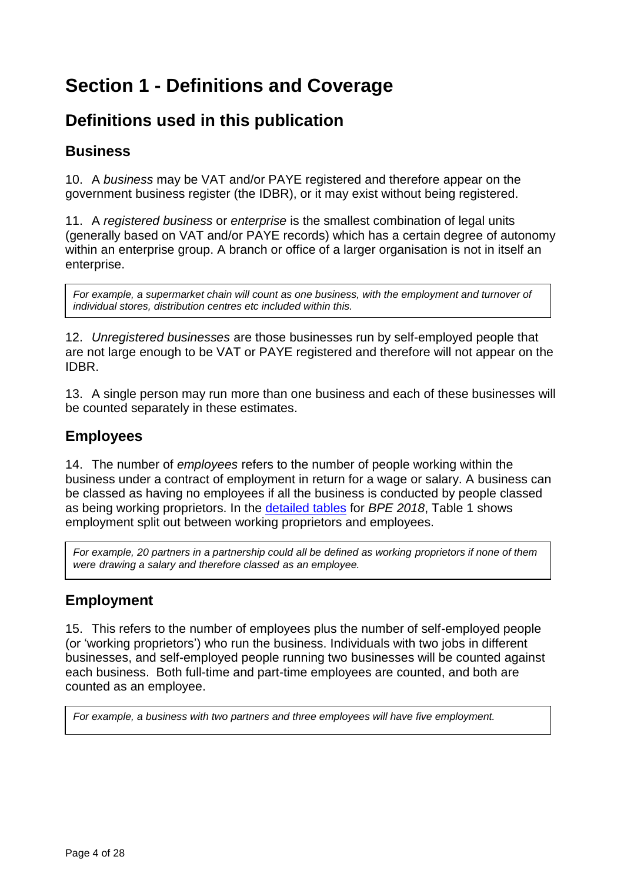# Section 1 - Definitions and Coverage

## Definitions used in this publication

### Business

10. A *business* may be VAT and/or PAYE registered and therefore appear on the government business register (the IDBR), or it may exist without being registered.

11. A *registered business* or *enterprise* is the smallest combination of legal units (generally based on VAT and/or PAYE records) which has a certain degree of autonomy within an enterprise group. A branch or office of a larger organisation is not in itself an enterprise.

> *For example, a supermarket chain will count as one business, with the employment and turnover of individual stores, distribution centres etc included within this.*

12. *Unregistered businesses* are those businesses run by self-employed people that are not large enough to be VAT or PAYE registered and therefore will not appear on the IDBR.

13. A single person may run more than one business and each of these businesses will be counted separately in these estimates.

### Employees

14. The number of *employees* refers to the number of people working within the business under a contract of employment in return for a wage or salary. A business can be classed as having no employees if all the business is conducted by people classed as being working proprietors. In the detailed tables for *BPE 2018*, Table 1 shows employment split out between working proprietors and employees.

> *For example, 20 partners in a partnership could all be defined as working proprietors if none of them were drawing a salary and therefore classed as an employee.*

### Employment

15. This refers to the number of employees plus the number of self-employed people (or 'working proprietors') who run the business. Individuals with two jobs in different businesses, and self-employed people running two businesses will be counted against each business. Both full-time and part-time employees are counted, and both are counted as an employee.

> *For example, a business with two partners and three employees will have five employment.*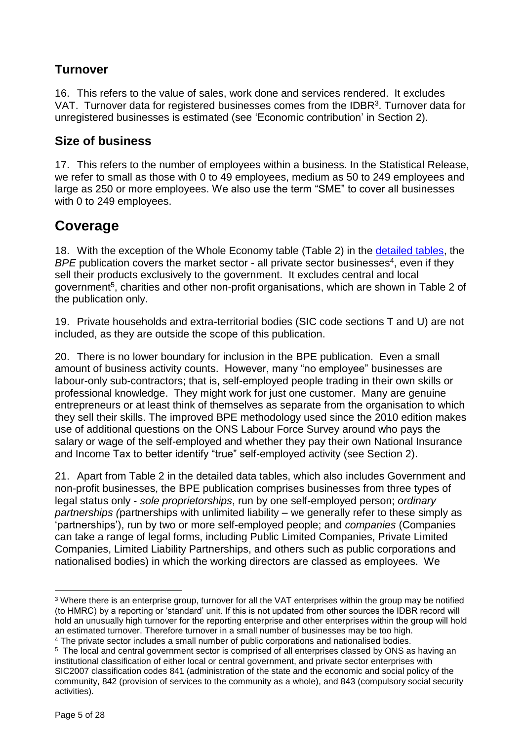## Turnover

16. This refers to the value of sales, work done and services rendered. It excludes VAT. Turnover data for registered businesses comes from the IDBR[3]. Turnover data for unregistered businesses is estimated (see 'Economic contribution' in Section 2).

## Size of business

17. This refers to the number of employees within a business. In the Statistical Release, we refer to small as those with 0 to 49 employees, medium as 50 to 249 employees and large as 250 or more employees. We also use the term "SME" to cover all businesses with 0 to 249 employees.

# Coverage

18. With the exception of the Whole Economy table (Table 2) in the detailed tables, the *BPE* publication covers the market sector - all private sector businesses[4], even if they sell their products exclusively to the government. It excludes central and local government[5], charities and other non-profit organisations, which are shown in Table 2 of the publication only.

19. Private households and extra-territorial bodies (SIC code sections T and U) are not included, as they are outside the scope of this publication.

20. There is no lower boundary for inclusion in the BPE publication. Even a small amount of business activity counts. However, many "no employee" businesses are labour-only sub-contractors; that is, self-employed people trading in their own skills or professional knowledge. They might work for just one customer. Many are genuine entrepreneurs or at least think of themselves as separate from the organisation to which they sell their skills. The improved BPE methodology used since the 2010 edition makes use of additional questions on the ONS Labour Force Survey around who pays the salary or wage of the self-employed and whether they pay their own National Insurance and Income Tax to better identify "true" self-employed activity (see Section 2).

21. Apart from Table 2 in the detailed data tables, which also includes Government and non-profit businesses, the BPE publication comprises businesses from three types of legal status only - *sole proprietorships*, run by one self-employed person; *ordinary partnerships (*partnerships with unlimited liability – we generally refer to these simply as 'partnerships'), run by two or more self-employed people; and *companies* (Companies can take a range of legal forms, including Public Limited Companies, Private Limited Companies, Limited Liability Partnerships, and others such as public corporations and nationalised bodies) in which the working directors are classed as employees. We

---

[3] Where there is an enterprise group, turnover for all the VAT enterprises within the group may be notified (to HMRC) by a reporting or 'standard' unit. If this is not updated from other sources the IDBR record will hold an unusually high turnover for the reporting enterprise and other enterprises within the group will hold an estimated turnover. Therefore turnover in a small number of businesses may be too high.

[4] The private sector includes a small number of public corporations and nationalised bodies.

[5] The local and central government sector is comprised of all enterprises classed by ONS as having an institutional classification of either local or central government, and private sector enterprises with SIC2007 classification codes 841 (administration of the state and the economic and social policy of the community, 842 (provision of services to the community as a whole), and 843 (compulsory social security activities).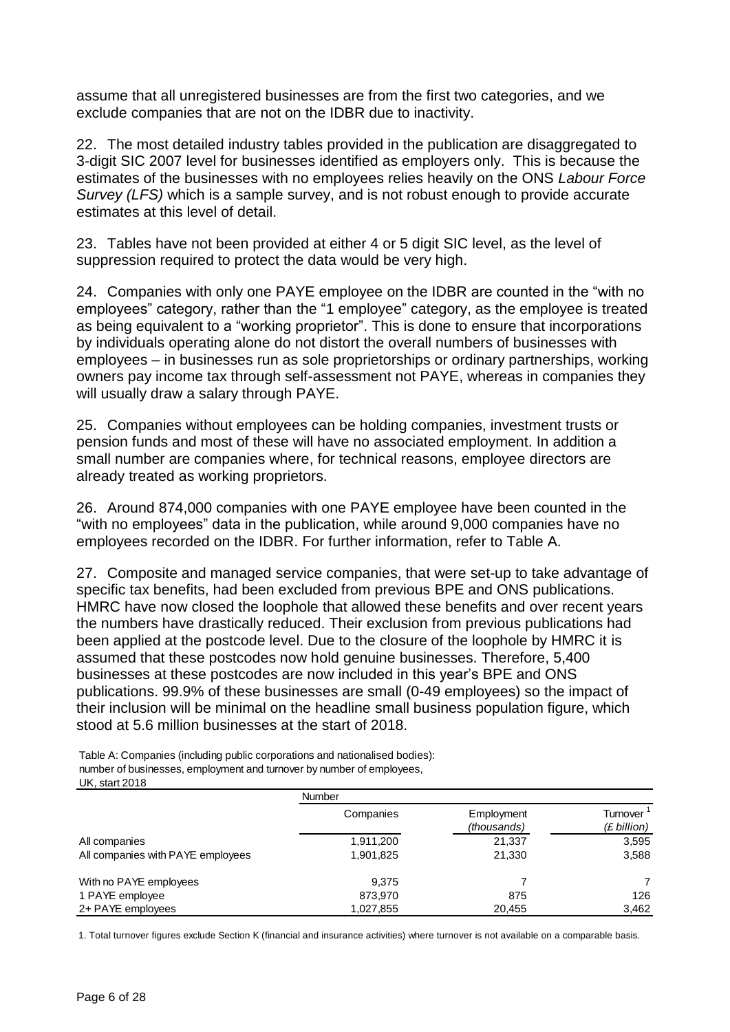assume that all unregistered businesses are from the first two categories, and we exclude companies that are not on the IDBR due to inactivity.

22. The most detailed industry tables provided in the publication are disaggregated to 3-digit SIC 2007 level for businesses identified as employers only. This is because the estimates of the businesses with no employees relies heavily on the ONS *Labour Force Survey (LFS)* which is a sample survey, and is not robust enough to provide accurate estimates at this level of detail.

23. Tables have not been provided at either 4 or 5 digit SIC level, as the level of suppression required to protect the data would be very high.

24. Companies with only one PAYE employee on the IDBR are counted in the "with no employees" category, rather than the "1 employee" category, as the employee is treated as being equivalent to a "working proprietor". This is done to ensure that incorporations by individuals operating alone do not distort the overall numbers of businesses with employees – in businesses run as sole proprietorships or ordinary partnerships, working owners pay income tax through self-assessment not PAYE, whereas in companies they will usually draw a salary through PAYE.

25. Companies without employees can be holding companies, investment trusts or pension funds and most of these will have no associated employment. In addition a small number are companies where, for technical reasons, employee directors are already treated as working proprietors.

26. Around 874,000 companies with one PAYE employee have been counted in the "with no employees" data in the publication, while around 9,000 companies have no employees recorded on the IDBR. For further information, refer to Table A.

27. Composite and managed service companies, that were set-up to take advantage of specific tax benefits, had been excluded from previous BPE and ONS publications. HMRC have now closed the loophole that allowed these benefits and over recent years the numbers have drastically reduced. Their exclusion from previous publications had been applied at the postcode level. Due to the closure of the loophole by HMRC it is assumed that these postcodes now hold genuine businesses. Therefore, 5,400 businesses at these postcodes are now included in this year's BPE and ONS publications. 99.9% of these businesses are small (0-49 employees) so the impact of their inclusion will be minimal on the headline small business population figure, which stood at 5.6 million businesses at the start of 2018.

Table A: Companies (including public corporations and nationalised bodies): number of businesses, employment and turnover by number of employees, UK, start 2018

| | Number | | |
|---|---|---|---|
| | Companies | Employment *(thousands)* | Turnover [1] *(£ billion)* |
| All companies | 1,911,200 | 21,337 | 3,595 |
| All companies with PAYE employees | 1,901,825 | 21,330 | 3,588 |
| With no PAYE employees | 9,375 | 7 | 7 |
| 1 PAYE employee | 873,970 | 875 | 126 |
| 2+ PAYE employees | 1,027,855 | 20,455 | 3,462 |

1. Total turnover figures exclude Section K (financial and insurance activities) where turnover is not available on a comparable basis.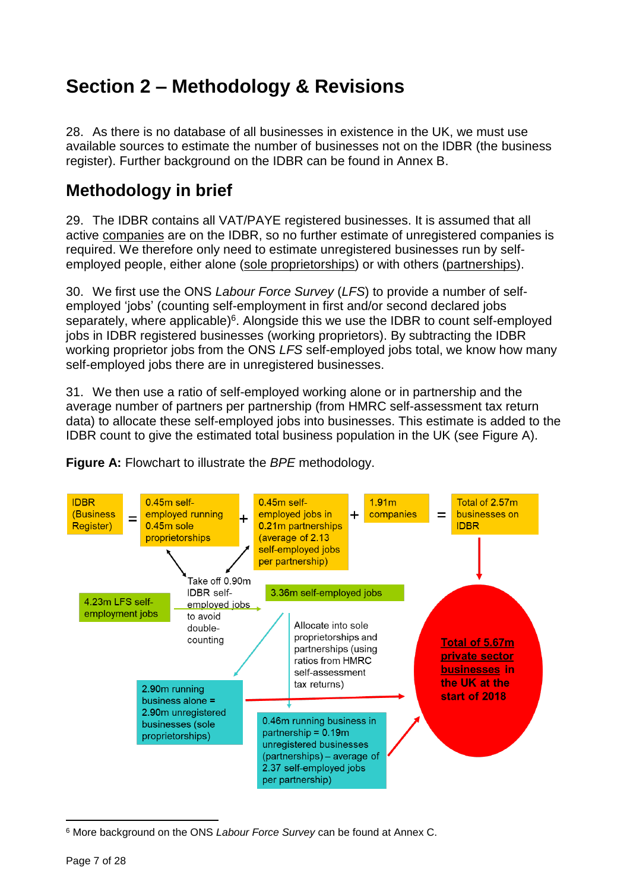# Section 2 – Methodology & Revisions

28. As there is no database of all businesses in existence in the UK, we must use available sources to estimate the number of businesses not on the IDBR (the business register). Further background on the IDBR can be found in Annex B.

## Methodology in brief

29. The IDBR contains all VAT/PAYE registered businesses. It is assumed that all active companies are on the IDBR, so no further estimate of unregistered companies is required. We therefore only need to estimate unregistered businesses run by self-employed people, either alone (sole proprietorships) or with others (partnerships).

30. We first use the ONS *Labour Force Survey* (*LFS*) to provide a number of self-employed 'jobs' (counting self-employment in first and/or second declared jobs separately, where applicable)[6]. Alongside this we use the IDBR to count self-employed jobs in IDBR registered businesses (working proprietors). By subtracting the IDBR working proprietor jobs from the ONS *LFS* self-employed jobs total, we know how many self-employed jobs there are in unregistered businesses.

31. We then use a ratio of self-employed working alone or in partnership and the average number of partners per partnership (from HMRC self-assessment tax return data) to allocate these self-employed jobs into businesses. This estimate is added to the IDBR count to give the estimated total business population in the UK (see Figure A).

**Figure A:** Flowchart to illustrate the *BPE* methodology.

IDBR (Business Register) = 0.45m self-employed running 0.45m sole proprietorships + 0.45m self-employed jobs in 0.21m partnerships (average of 2.13 self-employed jobs per partnership) + 1.91m companies = Total of 2.57m businesses on IDBR

4.23m LFS self-employment jobs → Take off 0.90m IDBR self-employed jobs to avoid double-counting → 3.36m self-employed jobs

Allocate into sole proprietorships and partnerships (using ratios from HMRC self-assessment tax returns)

2.90m running business alone = 2.90m unregistered businesses (sole proprietorships)

0.46m running business in partnership = 0.19m unregistered businesses (partnerships) – average of 2.37 self-employed jobs per partnership

**Total of 5.67m private sector businesses in the UK at the start of 2018**

---

[6] More background on the ONS *Labour Force Survey* can be found at Annex C.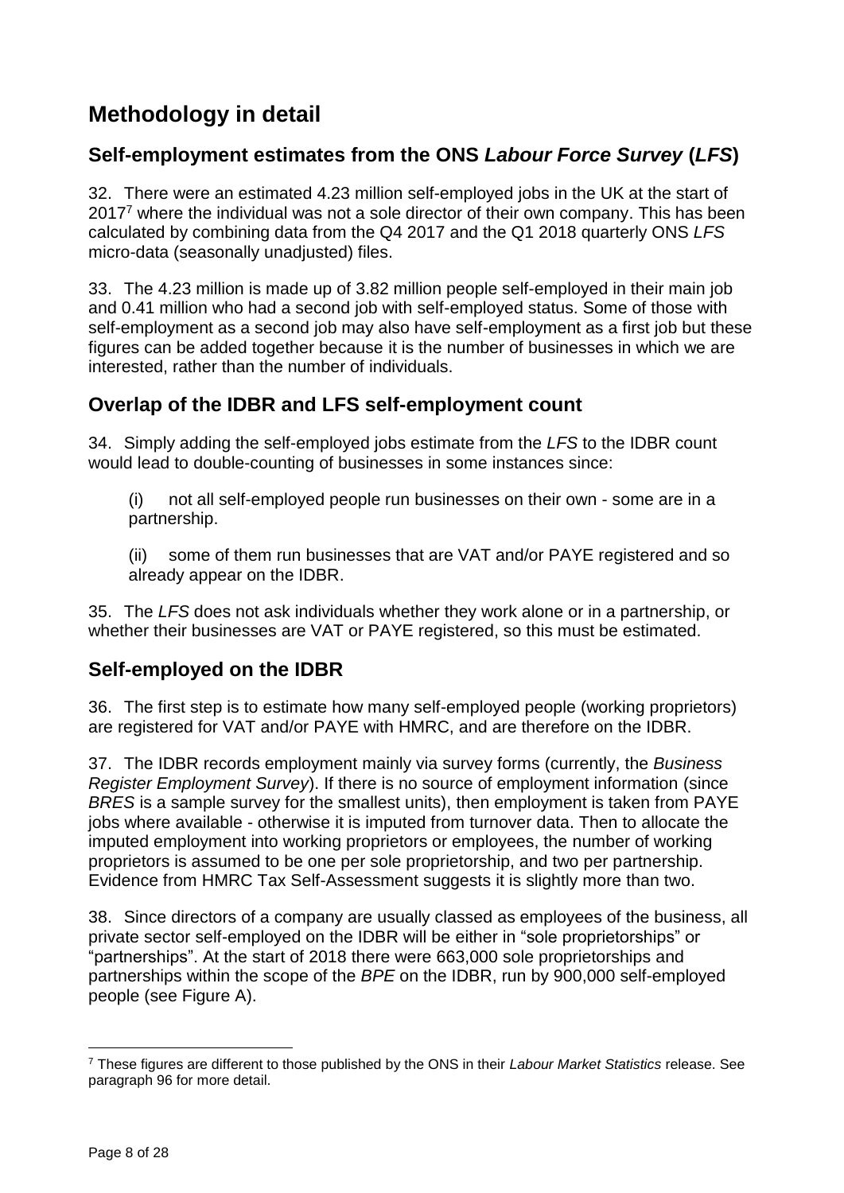# Methodology in detail

## Self-employment estimates from the ONS *Labour Force Survey* (*LFS*)

32. There were an estimated 4.23 million self-employed jobs in the UK at the start of 2017[7] where the individual was not a sole director of their own company. This has been calculated by combining data from the Q4 2017 and the Q1 2018 quarterly ONS *LFS* micro-data (seasonally unadjusted) files.

33. The 4.23 million is made up of 3.82 million people self-employed in their main job and 0.41 million who had a second job with self-employed status. Some of those with self-employment as a second job may also have self-employment as a first job but these figures can be added together because it is the number of businesses in which we are interested, rather than the number of individuals.

## Overlap of the IDBR and LFS self-employment count

34. Simply adding the self-employed jobs estimate from the *LFS* to the IDBR count would lead to double-counting of businesses in some instances since:

(i) not all self-employed people run businesses on their own - some are in a partnership.

(ii) some of them run businesses that are VAT and/or PAYE registered and so already appear on the IDBR.

35. The *LFS* does not ask individuals whether they work alone or in a partnership, or whether their businesses are VAT or PAYE registered, so this must be estimated.

## Self-employed on the IDBR

36. The first step is to estimate how many self-employed people (working proprietors) are registered for VAT and/or PAYE with HMRC, and are therefore on the IDBR.

37. The IDBR records employment mainly via survey forms (currently, the *Business Register Employment Survey*). If there is no source of employment information (since *BRES* is a sample survey for the smallest units), then employment is taken from PAYE jobs where available - otherwise it is imputed from turnover data. Then to allocate the imputed employment into working proprietors or employees, the number of working proprietors is assumed to be one per sole proprietorship, and two per partnership. Evidence from HMRC Tax Self-Assessment suggests it is slightly more than two.

38. Since directors of a company are usually classed as employees of the business, all private sector self-employed on the IDBR will be either in "sole proprietorships" or "partnerships". At the start of 2018 there were 663,000 sole proprietorships and partnerships within the scope of the *BPE* on the IDBR, run by 900,000 self-employed people (see Figure A).

---

[7] These figures are different to those published by the ONS in their *Labour Market Statistics* release. See paragraph 96 for more detail.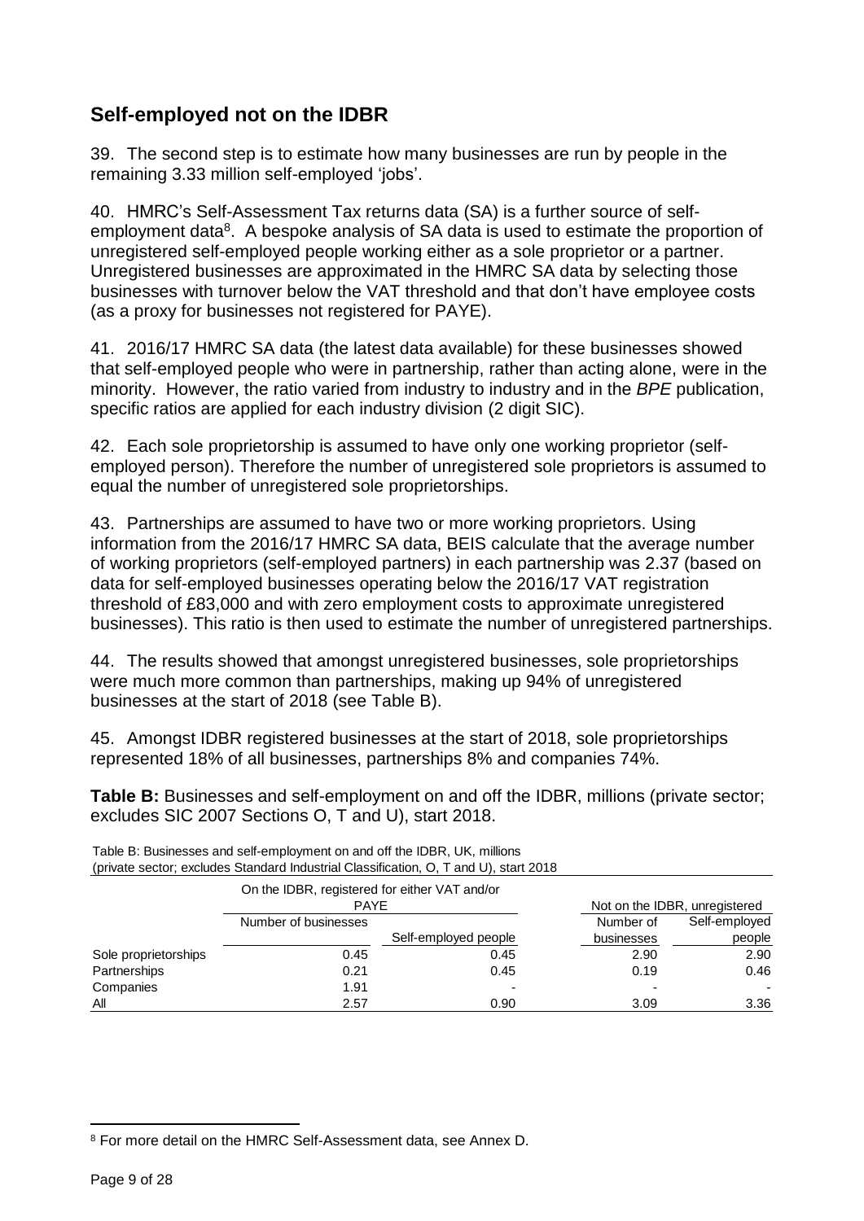## Self-employed not on the IDBR

39. The second step is to estimate how many businesses are run by people in the remaining 3.33 million self-employed 'jobs'.

40. HMRC's Self-Assessment Tax returns data (SA) is a further source of self-employment data[8]. A bespoke analysis of SA data is used to estimate the proportion of unregistered self-employed people working either as a sole proprietor or a partner. Unregistered businesses are approximated in the HMRC SA data by selecting those businesses with turnover below the VAT threshold and that don't have employee costs (as a proxy for businesses not registered for PAYE).

41. 2016/17 HMRC SA data (the latest data available) for these businesses showed that self-employed people who were in partnership, rather than acting alone, were in the minority. However, the ratio varied from industry to industry and in the *BPE* publication, specific ratios are applied for each industry division (2 digit SIC).

42. Each sole proprietorship is assumed to have only one working proprietor (self-employed person). Therefore the number of unregistered sole proprietors is assumed to equal the number of unregistered sole proprietorships.

43. Partnerships are assumed to have two or more working proprietors. Using information from the 2016/17 HMRC SA data, BEIS calculate that the average number of working proprietors (self-employed partners) in each partnership was 2.37 (based on data for self-employed businesses operating below the 2016/17 VAT registration threshold of £83,000 and with zero employment costs to approximate unregistered businesses). This ratio is then used to estimate the number of unregistered partnerships.

44. The results showed that amongst unregistered businesses, sole proprietorships were much more common than partnerships, making up 94% of unregistered businesses at the start of 2018 (see Table B).

45. Amongst IDBR registered businesses at the start of 2018, sole proprietorships represented 18% of all businesses, partnerships 8% and companies 74%.

**Table B:** Businesses and self-employment on and off the IDBR, millions (private sector; excludes SIC 2007 Sections O, T and U), start 2018.

Table B: Businesses and self-employment on and off the IDBR, UK, millions (private sector; excludes Standard Industrial Classification, O, T and U), start 2018

| | On the IDBR, registered for either VAT and/or PAYE | | Not on the IDBR, unregistered | |
|---|---|---|---|---|
| | Number of businesses | Self-employed people | Number of businesses | Self-employed people |
| Sole proprietorships | 0.45 | 0.45 | 2.90 | 2.90 |
| Partnerships | 0.21 | 0.45 | 0.19 | 0.46 |
| Companies | 1.91 | - | - | - |
| All | 2.57 | 0.90 | 3.09 | 3.36 |

[8] For more detail on the HMRC Self-Assessment data, see Annex D.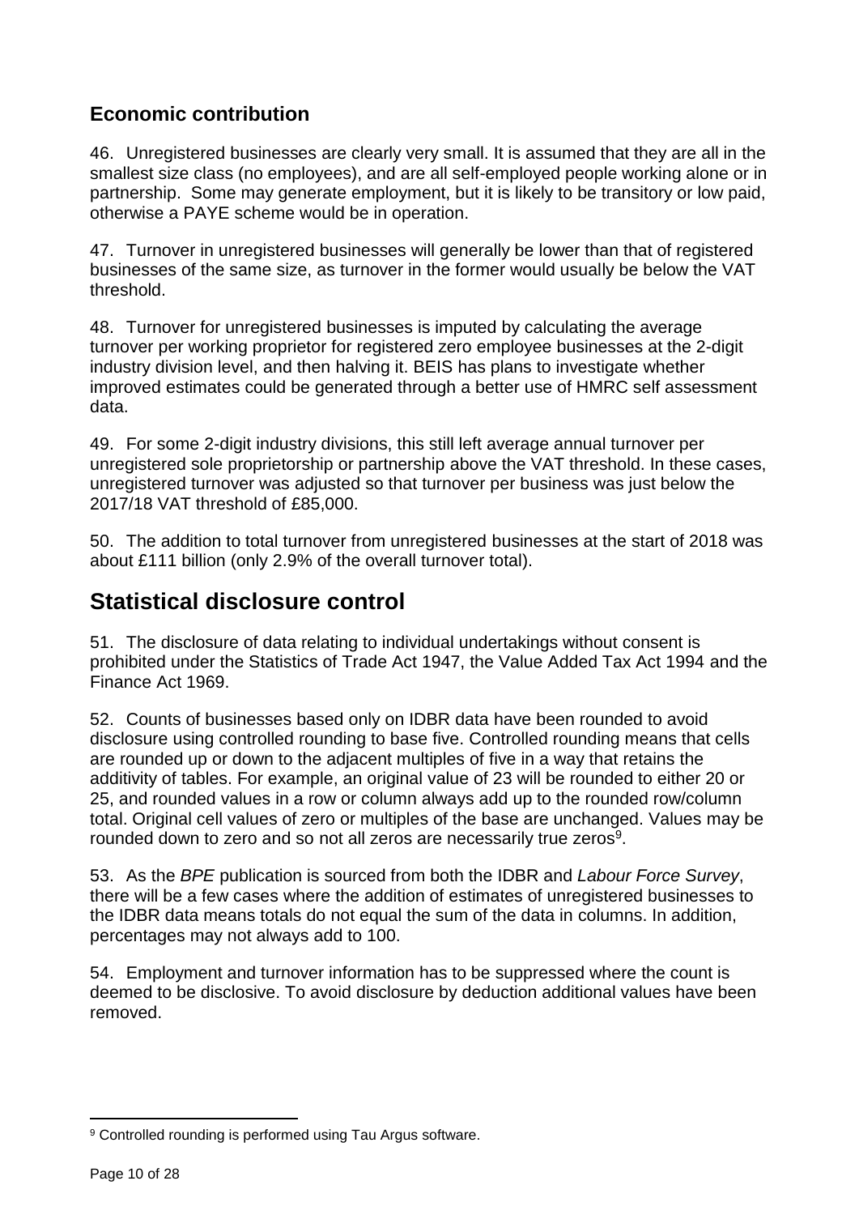### Economic contribution

46. Unregistered businesses are clearly very small. It is assumed that they are all in the smallest size class (no employees), and are all self-employed people working alone or in partnership. Some may generate employment, but it is likely to be transitory or low paid, otherwise a PAYE scheme would be in operation.

47. Turnover in unregistered businesses will generally be lower than that of registered businesses of the same size, as turnover in the former would usually be below the VAT threshold.

48. Turnover for unregistered businesses is imputed by calculating the average turnover per working proprietor for registered zero employee businesses at the 2-digit industry division level, and then halving it. BEIS has plans to investigate whether improved estimates could be generated through a better use of HMRC self assessment data.

49. For some 2-digit industry divisions, this still left average annual turnover per unregistered sole proprietorship or partnership above the VAT threshold. In these cases, unregistered turnover was adjusted so that turnover per business was just below the 2017/18 VAT threshold of £85,000.

50. The addition to total turnover from unregistered businesses at the start of 2018 was about £111 billion (only 2.9% of the overall turnover total).

## Statistical disclosure control

51. The disclosure of data relating to individual undertakings without consent is prohibited under the Statistics of Trade Act 1947, the Value Added Tax Act 1994 and the Finance Act 1969.

52. Counts of businesses based only on IDBR data have been rounded to avoid disclosure using controlled rounding to base five. Controlled rounding means that cells are rounded up or down to the adjacent multiples of five in a way that retains the additivity of tables. For example, an original value of 23 will be rounded to either 20 or 25, and rounded values in a row or column always add up to the rounded row/column total. Original cell values of zero or multiples of the base are unchanged. Values may be rounded down to zero and so not all zeros are necessarily true zeros[9].

53. As the *BPE* publication is sourced from both the IDBR and *Labour Force Survey*, there will be a few cases where the addition of estimates of unregistered businesses to the IDBR data means totals do not equal the sum of the data in columns. In addition, percentages may not always add to 100.

54. Employment and turnover information has to be suppressed where the count is deemed to be disclosive. To avoid disclosure by deduction additional values have been removed.

[9] Controlled rounding is performed using Tau Argus software.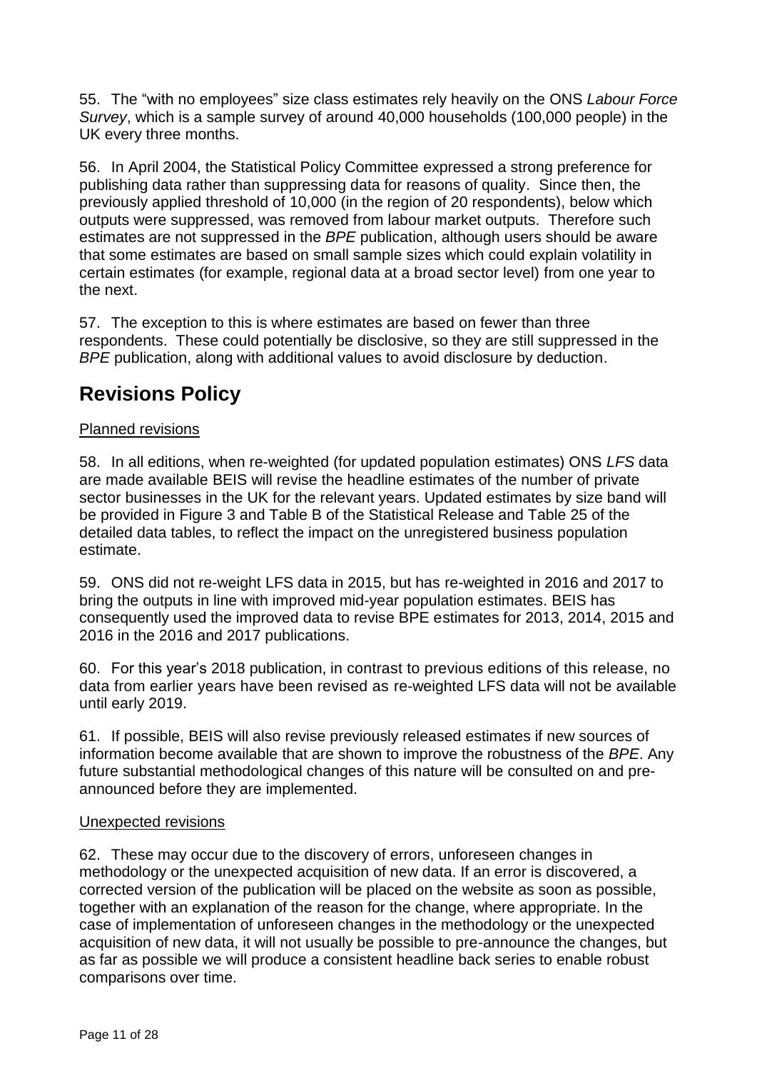55. The "with no employees" size class estimates rely heavily on the ONS *Labour Force Survey*, which is a sample survey of around 40,000 households (100,000 people) in the UK every three months.

56. In April 2004, the Statistical Policy Committee expressed a strong preference for publishing data rather than suppressing data for reasons of quality. Since then, the previously applied threshold of 10,000 (in the region of 20 respondents), below which outputs were suppressed, was removed from labour market outputs. Therefore such estimates are not suppressed in the *BPE* publication, although users should be aware that some estimates are based on small sample sizes which could explain volatility in certain estimates (for example, regional data at a broad sector level) from one year to the next.

57. The exception to this is where estimates are based on fewer than three respondents. These could potentially be disclosive, so they are still suppressed in the *BPE* publication, along with additional values to avoid disclosure by deduction.

## Revisions Policy

Planned revisions

58. In all editions, when re-weighted (for updated population estimates) ONS *LFS* data are made available BEIS will revise the headline estimates of the number of private sector businesses in the UK for the relevant years. Updated estimates by size band will be provided in Figure 3 and Table B of the Statistical Release and Table 25 of the detailed data tables, to reflect the impact on the unregistered business population estimate.

59. ONS did not re-weight LFS data in 2015, but has re-weighted in 2016 and 2017 to bring the outputs in line with improved mid-year population estimates. BEIS has consequently used the improved data to revise BPE estimates for 2013, 2014, 2015 and 2016 in the 2016 and 2017 publications.

60. For this year's 2018 publication, in contrast to previous editions of this release, no data from earlier years have been revised as re-weighted LFS data will not be available until early 2019.

61. If possible, BEIS will also revise previously released estimates if new sources of information become available that are shown to improve the robustness of the *BPE*. Any future substantial methodological changes of this nature will be consulted on and pre-announced before they are implemented.

Unexpected revisions

62. These may occur due to the discovery of errors, unforeseen changes in methodology or the unexpected acquisition of new data. If an error is discovered, a corrected version of the publication will be placed on the website as soon as possible, together with an explanation of the reason for the change, where appropriate. In the case of implementation of unforeseen changes in the methodology or the unexpected acquisition of new data, it will not usually be possible to pre-announce the changes, but as far as possible we will produce a consistent headline back series to enable robust comparisons over time.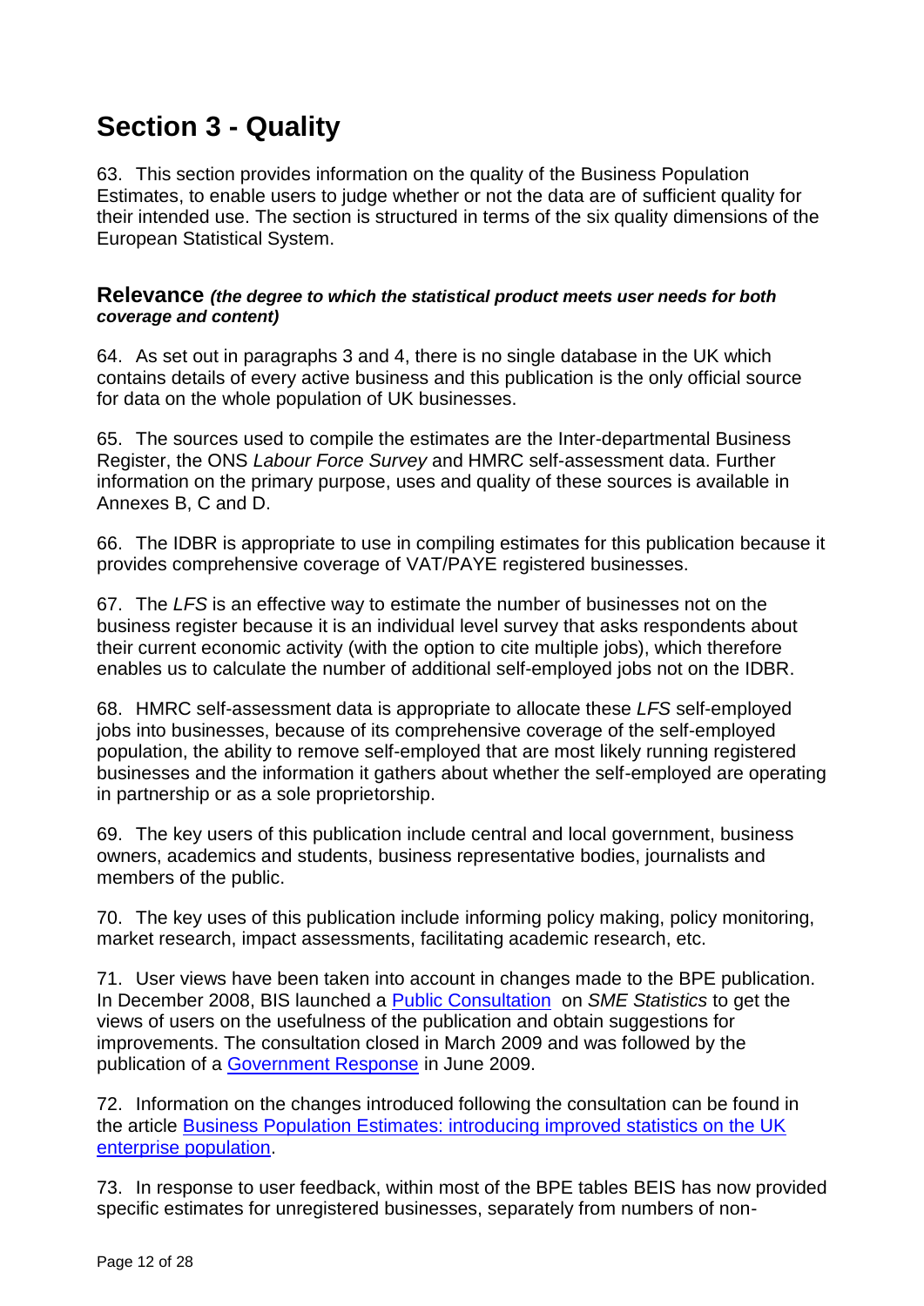# Section 3 - Quality

63. This section provides information on the quality of the Business Population Estimates, to enable users to judge whether or not the data are of sufficient quality for their intended use. The section is structured in terms of the six quality dimensions of the European Statistical System.

## Relevance *(the degree to which the statistical product meets user needs for both coverage and content)*

64. As set out in paragraphs 3 and 4, there is no single database in the UK which contains details of every active business and this publication is the only official source for data on the whole population of UK businesses.

65. The sources used to compile the estimates are the Inter-departmental Business Register, the ONS *Labour Force Survey* and HMRC self-assessment data. Further information on the primary purpose, uses and quality of these sources is available in Annexes B, C and D.

66. The IDBR is appropriate to use in compiling estimates for this publication because it provides comprehensive coverage of VAT/PAYE registered businesses.

67. The *LFS* is an effective way to estimate the number of businesses not on the business register because it is an individual level survey that asks respondents about their current economic activity (with the option to cite multiple jobs), which therefore enables us to calculate the number of additional self-employed jobs not on the IDBR.

68. HMRC self-assessment data is appropriate to allocate these *LFS* self-employed jobs into businesses, because of its comprehensive coverage of the self-employed population, the ability to remove self-employed that are most likely running registered businesses and the information it gathers about whether the self-employed are operating in partnership or as a sole proprietorship.

69. The key users of this publication include central and local government, business owners, academics and students, business representative bodies, journalists and members of the public.

70. The key uses of this publication include informing policy making, policy monitoring, market research, impact assessments, facilitating academic research, etc.

71. User views have been taken into account in changes made to the BPE publication. In December 2008, BIS launched a Public Consultation on *SME Statistics* to get the views of users on the usefulness of the publication and obtain suggestions for improvements. The consultation closed in March 2009 and was followed by the publication of a Government Response in June 2009.

72. Information on the changes introduced following the consultation can be found in the article Business Population Estimates: introducing improved statistics on the UK enterprise population.

73. In response to user feedback, within most of the BPE tables BEIS has now provided specific estimates for unregistered businesses, separately from numbers of non-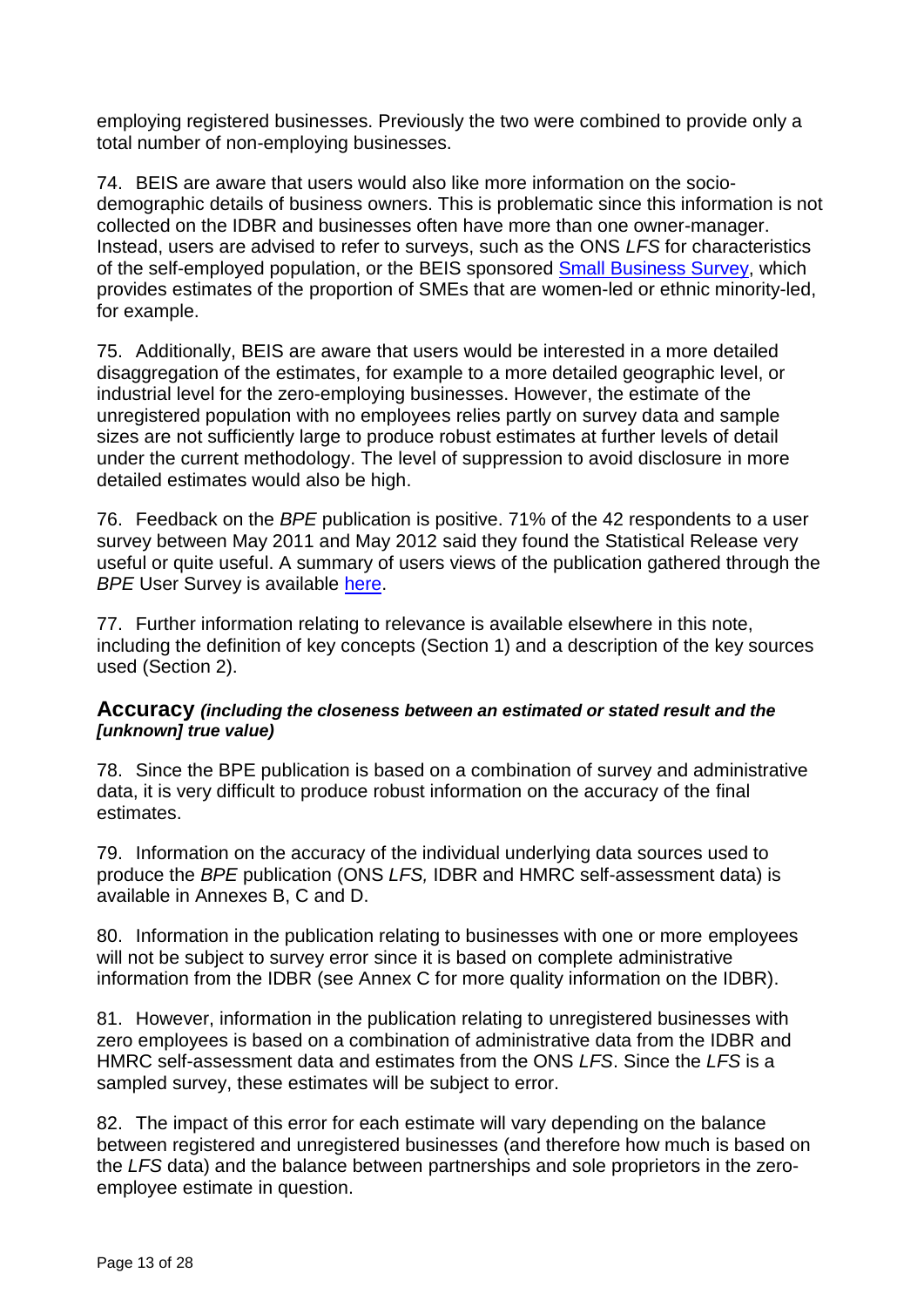employing registered businesses. Previously the two were combined to provide only a total number of non-employing businesses.

74. BEIS are aware that users would also like more information on the socio-demographic details of business owners. This is problematic since this information is not collected on the IDBR and businesses often have more than one owner-manager. Instead, users are advised to refer to surveys, such as the ONS *LFS* for characteristics of the self-employed population, or the BEIS sponsored [Small Business Survey](), which provides estimates of the proportion of SMEs that are women-led or ethnic minority-led, for example.

75. Additionally, BEIS are aware that users would be interested in a more detailed disaggregation of the estimates, for example to a more detailed geographic level, or industrial level for the zero-employing businesses. However, the estimate of the unregistered population with no employees relies partly on survey data and sample sizes are not sufficiently large to produce robust estimates at further levels of detail under the current methodology. The level of suppression to avoid disclosure in more detailed estimates would also be high.

76. Feedback on the *BPE* publication is positive. 71% of the 42 respondents to a user survey between May 2011 and May 2012 said they found the Statistical Release very useful or quite useful. A summary of users views of the publication gathered through the *BPE* User Survey is available [here]().

77. Further information relating to relevance is available elsewhere in this note, including the definition of key concepts (Section 1) and a description of the key sources used (Section 2).

## Accuracy *(including the closeness between an estimated or stated result and the [unknown] true value)*

78. Since the BPE publication is based on a combination of survey and administrative data, it is very difficult to produce robust information on the accuracy of the final estimates.

79. Information on the accuracy of the individual underlying data sources used to produce the *BPE* publication (ONS *LFS,* IDBR and HMRC self-assessment data) is available in Annexes B, C and D.

80. Information in the publication relating to businesses with one or more employees will not be subject to survey error since it is based on complete administrative information from the IDBR (see Annex C for more quality information on the IDBR).

81. However, information in the publication relating to unregistered businesses with zero employees is based on a combination of administrative data from the IDBR and HMRC self-assessment data and estimates from the ONS *LFS*. Since the *LFS* is a sampled survey, these estimates will be subject to error.

82. The impact of this error for each estimate will vary depending on the balance between registered and unregistered businesses (and therefore how much is based on the *LFS* data) and the balance between partnerships and sole proprietors in the zero-employee estimate in question.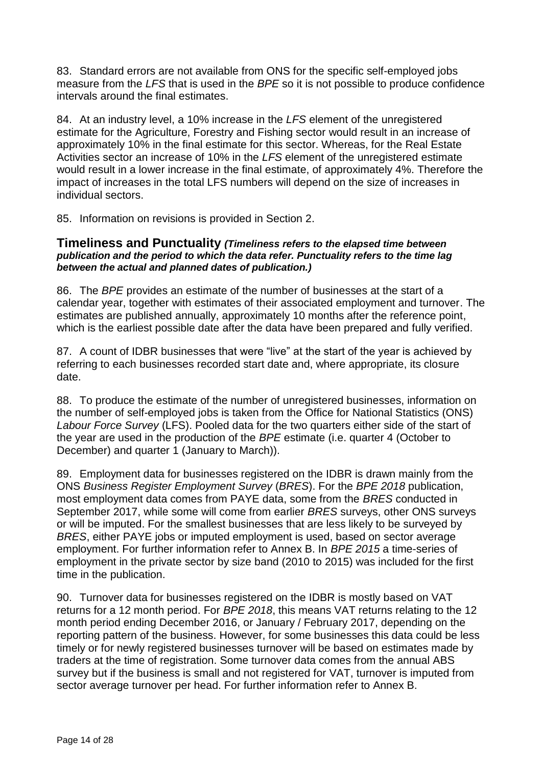83. Standard errors are not available from ONS for the specific self-employed jobs measure from the *LFS* that is used in the *BPE* so it is not possible to produce confidence intervals around the final estimates.

84. At an industry level, a 10% increase in the *LFS* element of the unregistered estimate for the Agriculture, Forestry and Fishing sector would result in an increase of approximately 10% in the final estimate for this sector. Whereas, for the Real Estate Activities sector an increase of 10% in the *LFS* element of the unregistered estimate would result in a lower increase in the final estimate, of approximately 4%. Therefore the impact of increases in the total LFS numbers will depend on the size of increases in individual sectors.

85. Information on revisions is provided in Section 2.

## Timeliness and Punctuality *(Timeliness refers to the elapsed time between publication and the period to which the data refer. Punctuality refers to the time lag between the actual and planned dates of publication.)*

86. The *BPE* provides an estimate of the number of businesses at the start of a calendar year, together with estimates of their associated employment and turnover. The estimates are published annually, approximately 10 months after the reference point, which is the earliest possible date after the data have been prepared and fully verified.

87. A count of IDBR businesses that were "live" at the start of the year is achieved by referring to each businesses recorded start date and, where appropriate, its closure date.

88. To produce the estimate of the number of unregistered businesses, information on the number of self-employed jobs is taken from the Office for National Statistics (ONS) *Labour Force Survey* (LFS). Pooled data for the two quarters either side of the start of the year are used in the production of the *BPE* estimate (i.e. quarter 4 (October to December) and quarter 1 (January to March)).

89. Employment data for businesses registered on the IDBR is drawn mainly from the ONS *Business Register Employment Survey* (*BRES*). For the *BPE 2018* publication, most employment data comes from PAYE data, some from the *BRES* conducted in September 2017, while some will come from earlier *BRES* surveys, other ONS surveys or will be imputed. For the smallest businesses that are less likely to be surveyed by *BRES*, either PAYE jobs or imputed employment is used, based on sector average employment. For further information refer to Annex B. In *BPE 2015* a time-series of employment in the private sector by size band (2010 to 2015) was included for the first time in the publication.

90. Turnover data for businesses registered on the IDBR is mostly based on VAT returns for a 12 month period. For *BPE 2018*, this means VAT returns relating to the 12 month period ending December 2016, or January / February 2017, depending on the reporting pattern of the business. However, for some businesses this data could be less timely or for newly registered businesses turnover will be based on estimates made by traders at the time of registration. Some turnover data comes from the annual ABS survey but if the business is small and not registered for VAT, turnover is imputed from sector average turnover per head. For further information refer to Annex B.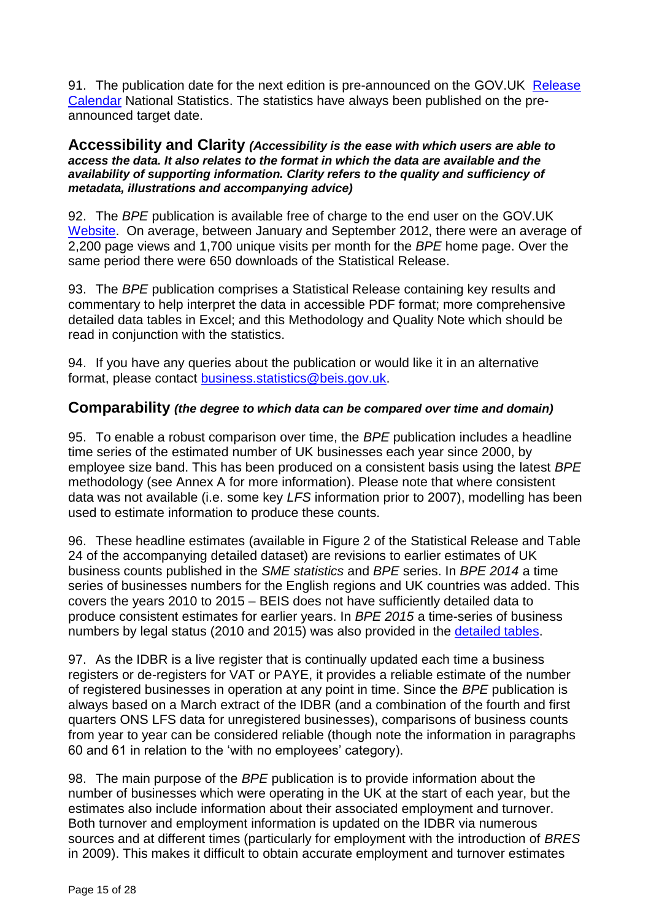91. The publication date for the next edition is pre-announced on the GOV.UK [Release Calendar](#) National Statistics. The statistics have always been published on the pre-announced target date.

## Accessibility and Clarity *(Accessibility is the ease with which users are able to access the data. It also relates to the format in which the data are available and the availability of supporting information. Clarity refers to the quality and sufficiency of metadata, illustrations and accompanying advice)*

92. The *BPE* publication is available free of charge to the end user on the GOV.UK [Website](#). On average, between January and September 2012, there were an average of 2,200 page views and 1,700 unique visits per month for the *BPE* home page. Over the same period there were 650 downloads of the Statistical Release.

93. The *BPE* publication comprises a Statistical Release containing key results and commentary to help interpret the data in accessible PDF format; more comprehensive detailed data tables in Excel; and this Methodology and Quality Note which should be read in conjunction with the statistics.

94. If you have any queries about the publication or would like it in an alternative format, please contact [business.statistics@beis.gov.uk](mailto:business.statistics@beis.gov.uk).

## Comparability *(the degree to which data can be compared over time and domain)*

95. To enable a robust comparison over time, the *BPE* publication includes a headline time series of the estimated number of UK businesses each year since 2000, by employee size band. This has been produced on a consistent basis using the latest *BPE* methodology (see Annex A for more information). Please note that where consistent data was not available (i.e. some key *LFS* information prior to 2007), modelling has been used to estimate information to produce these counts.

96. These headline estimates (available in Figure 2 of the Statistical Release and Table 24 of the accompanying detailed dataset) are revisions to earlier estimates of UK business counts published in the *SME statistics* and *BPE* series. In *BPE 2014* a time series of businesses numbers for the English regions and UK countries was added. This covers the years 2010 to 2015 – BEIS does not have sufficiently detailed data to produce consistent estimates for earlier years. In *BPE 2015* a time-series of business numbers by legal status (2010 and 2015) was also provided in the [detailed tables](#).

97. As the IDBR is a live register that is continually updated each time a business registers or de-registers for VAT or PAYE, it provides a reliable estimate of the number of registered businesses in operation at any point in time. Since the *BPE* publication is always based on a March extract of the IDBR (and a combination of the fourth and first quarters ONS LFS data for unregistered businesses), comparisons of business counts from year to year can be considered reliable (though note the information in paragraphs 60 and 61 in relation to the 'with no employees' category).

98. The main purpose of the *BPE* publication is to provide information about the number of businesses which were operating in the UK at the start of each year, but the estimates also include information about their associated employment and turnover. Both turnover and employment information is updated on the IDBR via numerous sources and at different times (particularly for employment with the introduction of *BRES* in 2009). This makes it difficult to obtain accurate employment and turnover estimates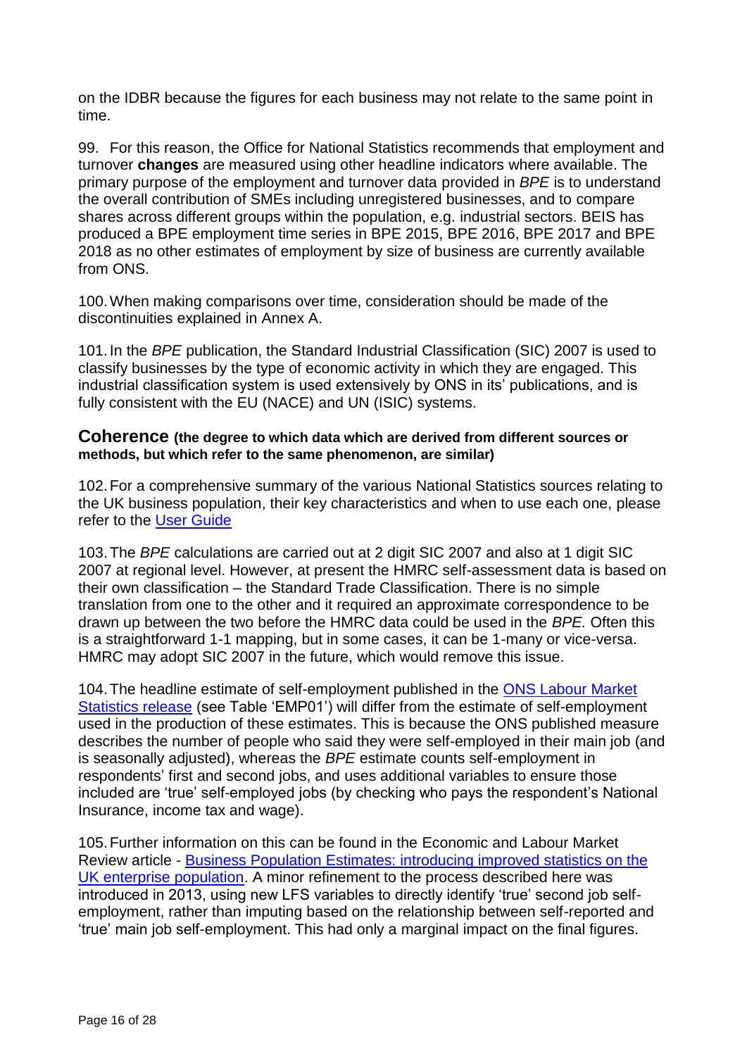on the IDBR because the figures for each business may not relate to the same point in time.

99. For this reason, the Office for National Statistics recommends that employment and turnover **changes** are measured using other headline indicators where available. The primary purpose of the employment and turnover data provided in *BPE* is to understand the overall contribution of SMEs including unregistered businesses, and to compare shares across different groups within the population, e.g. industrial sectors. BEIS has produced a BPE employment time series in BPE 2015, BPE 2016, BPE 2017 and BPE 2018 as no other estimates of employment by size of business are currently available from ONS.

100. When making comparisons over time, consideration should be made of the discontinuities explained in Annex A.

101. In the *BPE* publication, the Standard Industrial Classification (SIC) 2007 is used to classify businesses by the type of economic activity in which they are engaged. This industrial classification system is used extensively by ONS in its' publications, and is fully consistent with the EU (NACE) and UN (ISIC) systems.

### Coherence (the degree to which data which are derived from different sources or methods, but which refer to the same phenomenon, are similar)

102. For a comprehensive summary of the various National Statistics sources relating to the UK business population, their key characteristics and when to use each one, please refer to the [User Guide]

103. The *BPE* calculations are carried out at 2 digit SIC 2007 and also at 1 digit SIC 2007 at regional level. However, at present the HMRC self-assessment data is based on their own classification – the Standard Trade Classification. There is no simple translation from one to the other and it required an approximate correspondence to be drawn up between the two before the HMRC data could be used in the *BPE.* Often this is a straightforward 1-1 mapping, but in some cases, it can be 1-many or vice-versa. HMRC may adopt SIC 2007 in the future, which would remove this issue.

104. The headline estimate of self-employment published in the [ONS Labour Market Statistics release] (see Table 'EMP01') will differ from the estimate of self-employment used in the production of these estimates. This is because the ONS published measure describes the number of people who said they were self-employed in their main job (and is seasonally adjusted), whereas the *BPE* estimate counts self-employment in respondents' first and second jobs, and uses additional variables to ensure those included are 'true' self-employed jobs (by checking who pays the respondent's National Insurance, income tax and wage).

105. Further information on this can be found in the Economic and Labour Market Review article - [Business Population Estimates: introducing improved statistics on the UK enterprise population]. A minor refinement to the process described here was introduced in 2013, using new LFS variables to directly identify 'true' second job self-employment, rather than imputing based on the relationship between self-reported and 'true' main job self-employment. This had only a marginal impact on the final figures.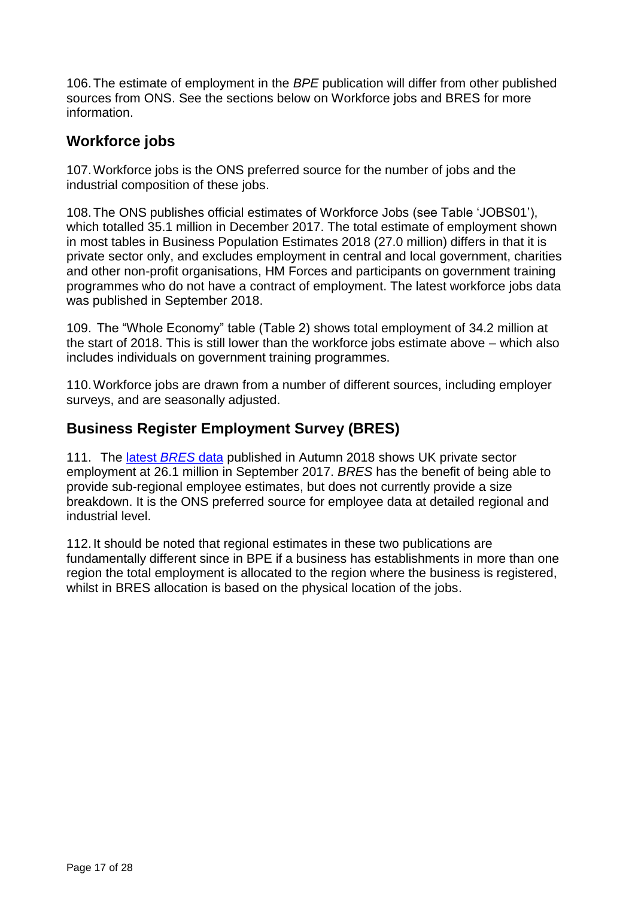106. The estimate of employment in the *BPE* publication will differ from other published sources from ONS. See the sections below on Workforce jobs and BRES for more information.

## Workforce jobs

107. Workforce jobs is the ONS preferred source for the number of jobs and the industrial composition of these jobs.

108. The ONS publishes official estimates of Workforce Jobs (see Table 'JOBS01'), which totalled 35.1 million in December 2017. The total estimate of employment shown in most tables in Business Population Estimates 2018 (27.0 million) differs in that it is private sector only, and excludes employment in central and local government, charities and other non-profit organisations, HM Forces and participants on government training programmes who do not have a contract of employment. The latest workforce jobs data was published in September 2018.

109. The "Whole Economy" table (Table 2) shows total employment of 34.2 million at the start of 2018. This is still lower than the workforce jobs estimate above – which also includes individuals on government training programmes.

110. Workforce jobs are drawn from a number of different sources, including employer surveys, and are seasonally adjusted.

## Business Register Employment Survey (BRES)

111. The latest *BRES* data published in Autumn 2018 shows UK private sector employment at 26.1 million in September 2017. *BRES* has the benefit of being able to provide sub-regional employee estimates, but does not currently provide a size breakdown. It is the ONS preferred source for employee data at detailed regional and industrial level.

112. It should be noted that regional estimates in these two publications are fundamentally different since in BPE if a business has establishments in more than one region the total employment is allocated to the region where the business is registered, whilst in BRES allocation is based on the physical location of the jobs.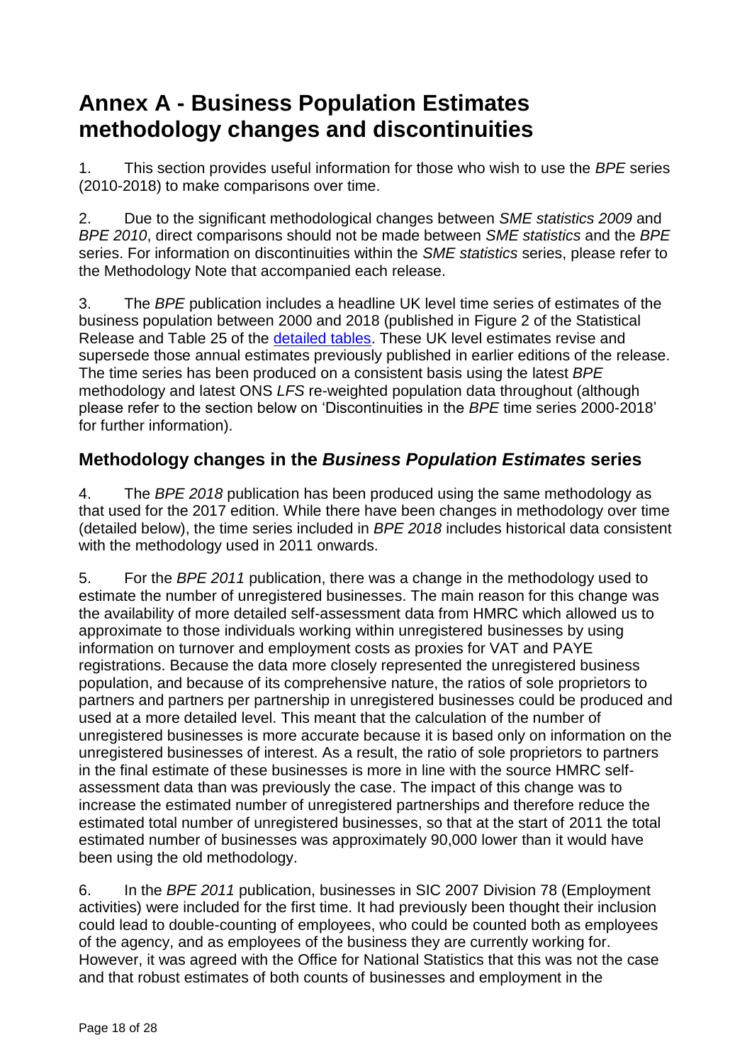# Annex A - Business Population Estimates methodology changes and discontinuities

1. This section provides useful information for those who wish to use the *BPE* series (2010-2018) to make comparisons over time.

2. Due to the significant methodological changes between *SME statistics 2009* and *BPE 2010*, direct comparisons should not be made between *SME statistics* and the *BPE* series. For information on discontinuities within the *SME statistics* series, please refer to the Methodology Note that accompanied each release.

3. The *BPE* publication includes a headline UK level time series of estimates of the business population between 2000 and 2018 (published in Figure 2 of the Statistical Release and Table 25 of the detailed tables. These UK level estimates revise and supersede those annual estimates previously published in earlier editions of the release. The time series has been produced on a consistent basis using the latest *BPE* methodology and latest ONS *LFS* re-weighted population data throughout (although please refer to the section below on 'Discontinuities in the *BPE* time series 2000-2018' for further information).

## Methodology changes in the *Business Population Estimates* series

4. The *BPE 2018* publication has been produced using the same methodology as that used for the 2017 edition. While there have been changes in methodology over time (detailed below), the time series included in *BPE 2018* includes historical data consistent with the methodology used in 2011 onwards.

5. For the *BPE 2011* publication, there was a change in the methodology used to estimate the number of unregistered businesses. The main reason for this change was the availability of more detailed self-assessment data from HMRC which allowed us to approximate to those individuals working within unregistered businesses by using information on turnover and employment costs as proxies for VAT and PAYE registrations. Because the data more closely represented the unregistered business population, and because of its comprehensive nature, the ratios of sole proprietors to partners and partners per partnership in unregistered businesses could be produced and used at a more detailed level. This meant that the calculation of the number of unregistered businesses is more accurate because it is based only on information on the unregistered businesses of interest. As a result, the ratio of sole proprietors to partners in the final estimate of these businesses is more in line with the source HMRC self-assessment data than was previously the case. The impact of this change was to increase the estimated number of unregistered partnerships and therefore reduce the estimated total number of unregistered businesses, so that at the start of 2011 the total estimated number of businesses was approximately 90,000 lower than it would have been using the old methodology.

6. In the *BPE 2011* publication, businesses in SIC 2007 Division 78 (Employment activities) were included for the first time. It had previously been thought their inclusion could lead to double-counting of employees, who could be counted both as employees of the agency, and as employees of the business they are currently working for. However, it was agreed with the Office for National Statistics that this was not the case and that robust estimates of both counts of businesses and employment in the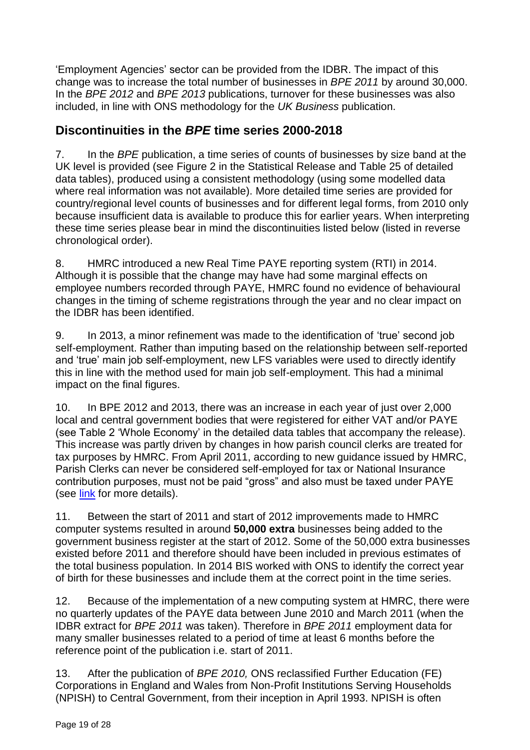'Employment Agencies' sector can be provided from the IDBR. The impact of this change was to increase the total number of businesses in *BPE 2011* by around 30,000. In the *BPE 2012* and *BPE 2013* publications, turnover for these businesses was also included, in line with ONS methodology for the *UK Business* publication.

## Discontinuities in the *BPE* time series 2000-2018

7. In the *BPE* publication, a time series of counts of businesses by size band at the UK level is provided (see Figure 2 in the Statistical Release and Table 25 of detailed data tables), produced using a consistent methodology (using some modelled data where real information was not available). More detailed time series are provided for country/regional level counts of businesses and for different legal forms, from 2010 only because insufficient data is available to produce this for earlier years. When interpreting these time series please bear in mind the discontinuities listed below (listed in reverse chronological order).

8. HMRC introduced a new Real Time PAYE reporting system (RTI) in 2014. Although it is possible that the change may have had some marginal effects on employee numbers recorded through PAYE, HMRC found no evidence of behavioural changes in the timing of scheme registrations through the year and no clear impact on the IDBR has been identified.

9. In 2013, a minor refinement was made to the identification of 'true' second job self-employment. Rather than imputing based on the relationship between self-reported and 'true' main job self-employment, new LFS variables were used to directly identify this in line with the method used for main job self-employment. This had a minimal impact on the final figures.

10. In BPE 2012 and 2013, there was an increase in each year of just over 2,000 local and central government bodies that were registered for either VAT and/or PAYE (see Table 2 'Whole Economy' in the detailed data tables that accompany the release). This increase was partly driven by changes in how parish council clerks are treated for tax purposes by HMRC. From April 2011, according to new guidance issued by HMRC, Parish Clerks can never be considered self-employed for tax or National Insurance contribution purposes, must not be paid "gross" and also must be taxed under PAYE (see link for more details).

11. Between the start of 2011 and start of 2012 improvements made to HMRC computer systems resulted in around **50,000 extra** businesses being added to the government business register at the start of 2012. Some of the 50,000 extra businesses existed before 2011 and therefore should have been included in previous estimates of the total business population. In 2014 BIS worked with ONS to identify the correct year of birth for these businesses and include them at the correct point in the time series.

12. Because of the implementation of a new computing system at HMRC, there were no quarterly updates of the PAYE data between June 2010 and March 2011 (when the IDBR extract for *BPE 2011* was taken). Therefore in *BPE 2011* employment data for many smaller businesses related to a period of time at least 6 months before the reference point of the publication i.e. start of 2011.

13. After the publication of *BPE 2010,* ONS reclassified Further Education (FE) Corporations in England and Wales from Non-Profit Institutions Serving Households (NPISH) to Central Government, from their inception in April 1993. NPISH is often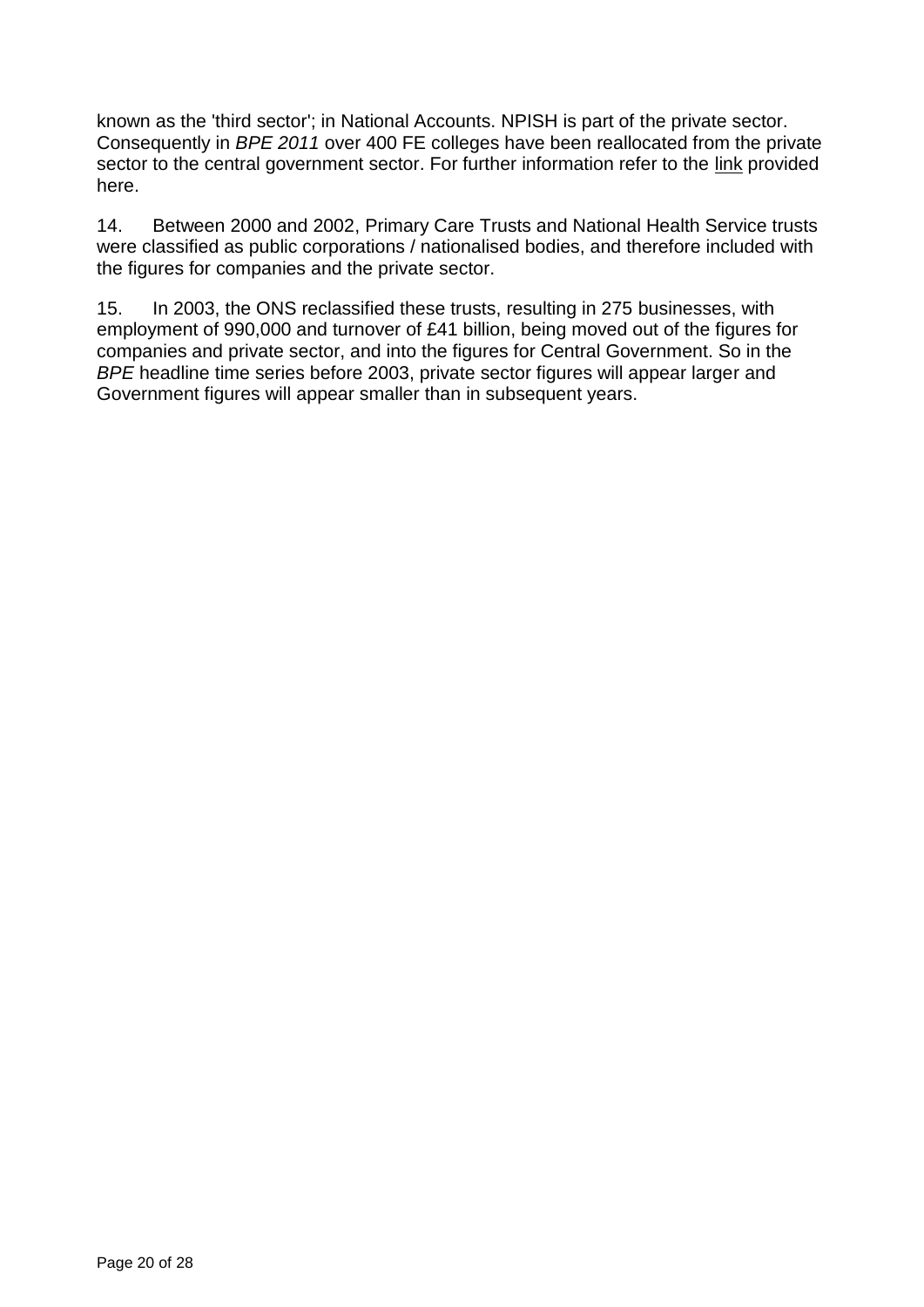known as the 'third sector'; in National Accounts. NPISH is part of the private sector. Consequently in *BPE 2011* over 400 FE colleges have been reallocated from the private sector to the central government sector. For further information refer to the link provided here.

14. Between 2000 and 2002, Primary Care Trusts and National Health Service trusts were classified as public corporations / nationalised bodies, and therefore included with the figures for companies and the private sector.

15. In 2003, the ONS reclassified these trusts, resulting in 275 businesses, with employment of 990,000 and turnover of £41 billion, being moved out of the figures for companies and private sector, and into the figures for Central Government. So in the *BPE* headline time series before 2003, private sector figures will appear larger and Government figures will appear smaller than in subsequent years.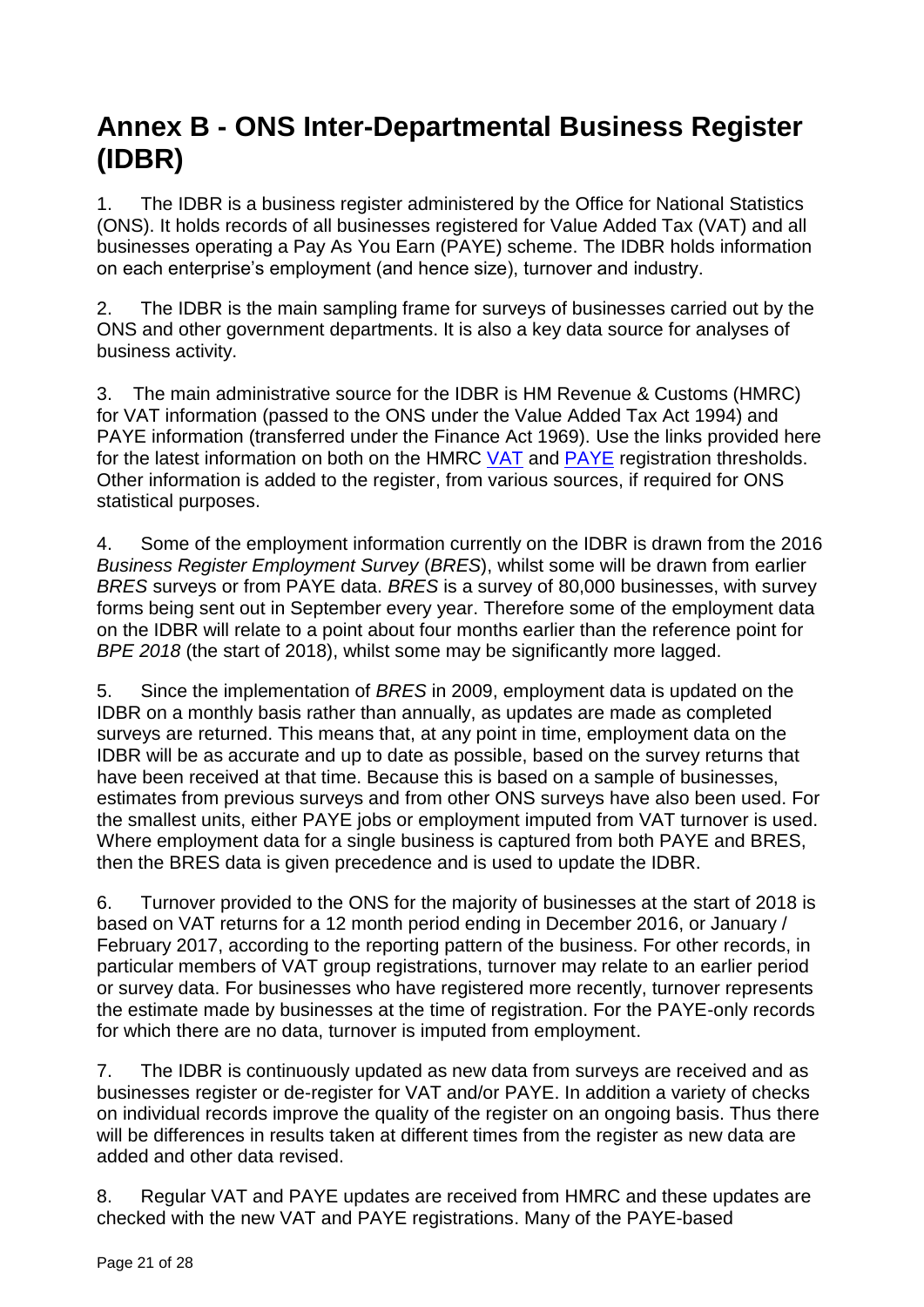# Annex B - ONS Inter-Departmental Business Register (IDBR)

1. The IDBR is a business register administered by the Office for National Statistics (ONS). It holds records of all businesses registered for Value Added Tax (VAT) and all businesses operating a Pay As You Earn (PAYE) scheme. The IDBR holds information on each enterprise's employment (and hence size), turnover and industry.

2. The IDBR is the main sampling frame for surveys of businesses carried out by the ONS and other government departments. It is also a key data source for analyses of business activity.

3. The main administrative source for the IDBR is HM Revenue & Customs (HMRC) for VAT information (passed to the ONS under the Value Added Tax Act 1994) and PAYE information (transferred under the Finance Act 1969). Use the links provided here for the latest information on both on the HMRC VAT and PAYE registration thresholds. Other information is added to the register, from various sources, if required for ONS statistical purposes.

4. Some of the employment information currently on the IDBR is drawn from the 2016 *Business Register Employment Survey* (*BRES*), whilst some will be drawn from earlier *BRES* surveys or from PAYE data. *BRES* is a survey of 80,000 businesses, with survey forms being sent out in September every year. Therefore some of the employment data on the IDBR will relate to a point about four months earlier than the reference point for *BPE 2018* (the start of 2018), whilst some may be significantly more lagged.

5. Since the implementation of *BRES* in 2009, employment data is updated on the IDBR on a monthly basis rather than annually, as updates are made as completed surveys are returned. This means that, at any point in time, employment data on the IDBR will be as accurate and up to date as possible, based on the survey returns that have been received at that time. Because this is based on a sample of businesses, estimates from previous surveys and from other ONS surveys have also been used. For the smallest units, either PAYE jobs or employment imputed from VAT turnover is used. Where employment data for a single business is captured from both PAYE and BRES, then the BRES data is given precedence and is used to update the IDBR.

6. Turnover provided to the ONS for the majority of businesses at the start of 2018 is based on VAT returns for a 12 month period ending in December 2016, or January / February 2017, according to the reporting pattern of the business. For other records, in particular members of VAT group registrations, turnover may relate to an earlier period or survey data. For businesses who have registered more recently, turnover represents the estimate made by businesses at the time of registration. For the PAYE-only records for which there are no data, turnover is imputed from employment.

7. The IDBR is continuously updated as new data from surveys are received and as businesses register or de-register for VAT and/or PAYE. In addition a variety of checks on individual records improve the quality of the register on an ongoing basis. Thus there will be differences in results taken at different times from the register as new data are added and other data revised.

8. Regular VAT and PAYE updates are received from HMRC and these updates are checked with the new VAT and PAYE registrations. Many of the PAYE-based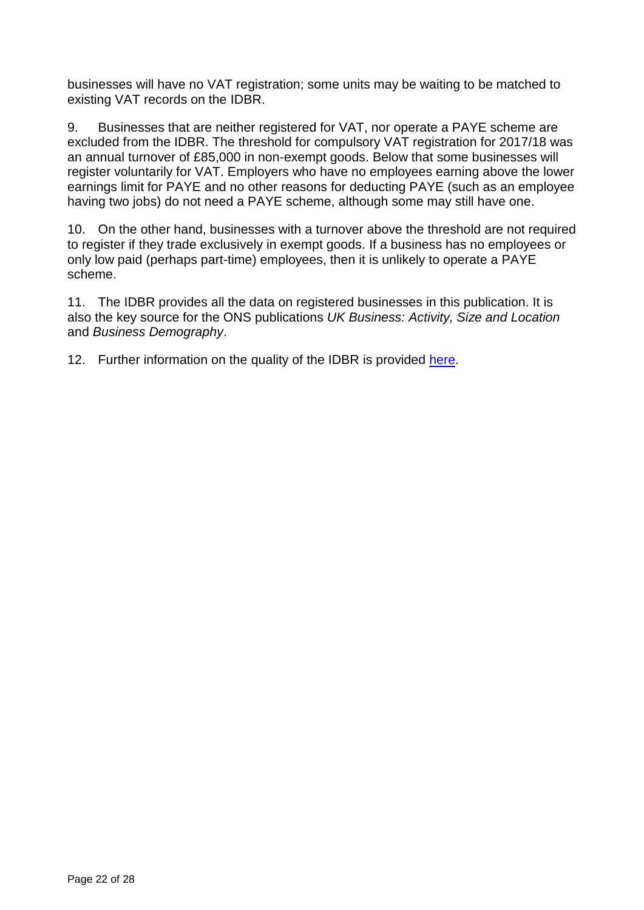businesses will have no VAT registration; some units may be waiting to be matched to existing VAT records on the IDBR.

9. Businesses that are neither registered for VAT, nor operate a PAYE scheme are excluded from the IDBR. The threshold for compulsory VAT registration for 2017/18 was an annual turnover of £85,000 in non-exempt goods. Below that some businesses will register voluntarily for VAT. Employers who have no employees earning above the lower earnings limit for PAYE and no other reasons for deducting PAYE (such as an employee having two jobs) do not need a PAYE scheme, although some may still have one.

10. On the other hand, businesses with a turnover above the threshold are not required to register if they trade exclusively in exempt goods. If a business has no employees or only low paid (perhaps part-time) employees, then it is unlikely to operate a PAYE scheme.

11. The IDBR provides all the data on registered businesses in this publication. It is also the key source for the ONS publications *UK Business: Activity, Size and Location* and *Business Demography*.

12. Further information on the quality of the IDBR is provided [here](here).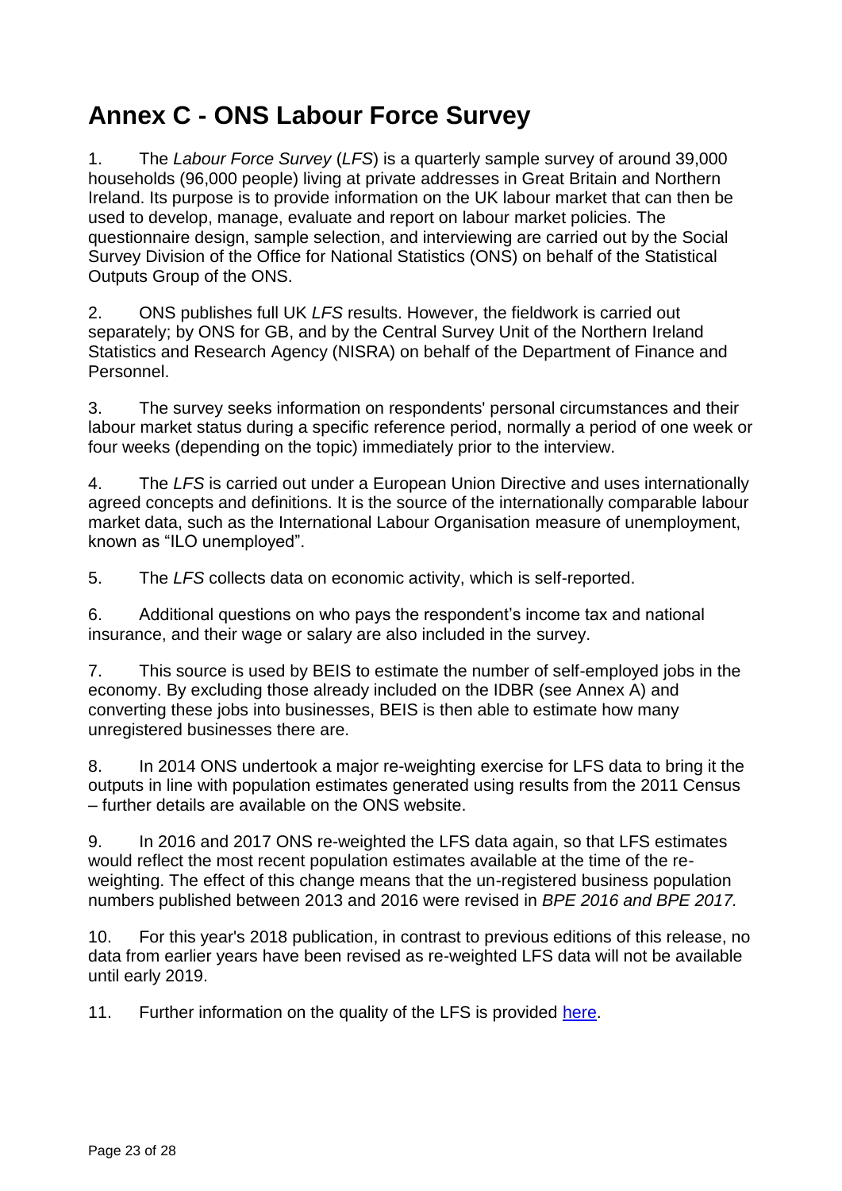# Annex C - ONS Labour Force Survey

1. The *Labour Force Survey* (*LFS*) is a quarterly sample survey of around 39,000 households (96,000 people) living at private addresses in Great Britain and Northern Ireland. Its purpose is to provide information on the UK labour market that can then be used to develop, manage, evaluate and report on labour market policies. The questionnaire design, sample selection, and interviewing are carried out by the Social Survey Division of the Office for National Statistics (ONS) on behalf of the Statistical Outputs Group of the ONS.

2. ONS publishes full UK *LFS* results. However, the fieldwork is carried out separately; by ONS for GB, and by the Central Survey Unit of the Northern Ireland Statistics and Research Agency (NISRA) on behalf of the Department of Finance and Personnel.

3. The survey seeks information on respondents' personal circumstances and their labour market status during a specific reference period, normally a period of one week or four weeks (depending on the topic) immediately prior to the interview.

4. The *LFS* is carried out under a European Union Directive and uses internationally agreed concepts and definitions. It is the source of the internationally comparable labour market data, such as the International Labour Organisation measure of unemployment, known as "ILO unemployed".

5. The *LFS* collects data on economic activity, which is self-reported.

6. Additional questions on who pays the respondent's income tax and national insurance, and their wage or salary are also included in the survey.

7. This source is used by BEIS to estimate the number of self-employed jobs in the economy. By excluding those already included on the IDBR (see Annex A) and converting these jobs into businesses, BEIS is then able to estimate how many unregistered businesses there are.

8. In 2014 ONS undertook a major re-weighting exercise for LFS data to bring it the outputs in line with population estimates generated using results from the 2011 Census – further details are available on the ONS website.

9. In 2016 and 2017 ONS re-weighted the LFS data again, so that LFS estimates would reflect the most recent population estimates available at the time of the re-weighting. The effect of this change means that the un-registered business population numbers published between 2013 and 2016 were revised in *BPE 2016 and BPE 2017.*

10. For this year's 2018 publication, in contrast to previous editions of this release, no data from earlier years have been revised as re-weighted LFS data will not be available until early 2019.

11. Further information on the quality of the LFS is provided [here](#).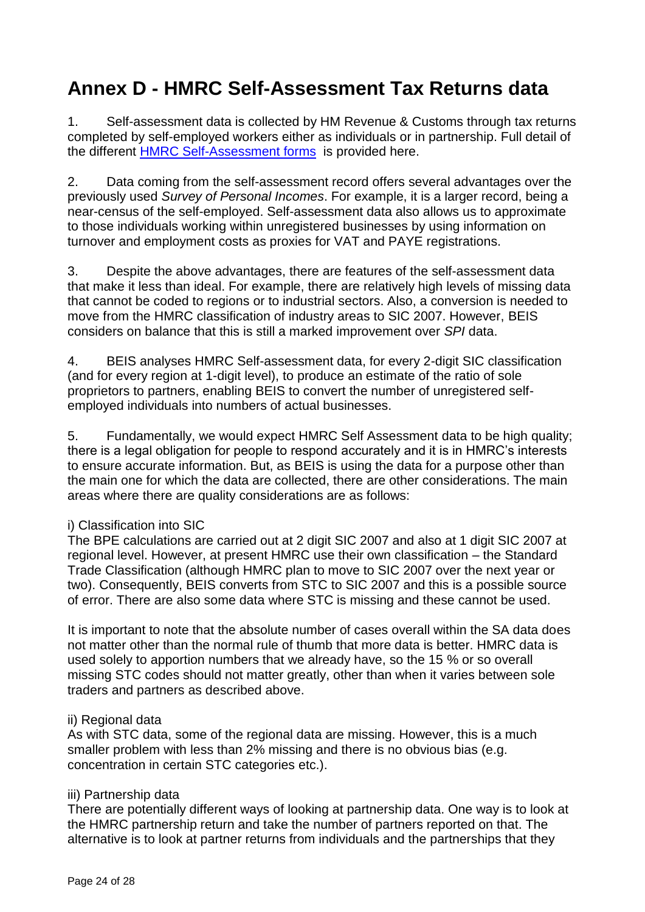# Annex D - HMRC Self-Assessment Tax Returns data

1. Self-assessment data is collected by HM Revenue & Customs through tax returns completed by self-employed workers either as individuals or in partnership. Full detail of the different [HMRC Self-Assessment forms](#) is provided here.

2. Data coming from the self-assessment record offers several advantages over the previously used *Survey of Personal Incomes*. For example, it is a larger record, being a near-census of the self-employed. Self-assessment data also allows us to approximate to those individuals working within unregistered businesses by using information on turnover and employment costs as proxies for VAT and PAYE registrations.

3. Despite the above advantages, there are features of the self-assessment data that make it less than ideal. For example, there are relatively high levels of missing data that cannot be coded to regions or to industrial sectors. Also, a conversion is needed to move from the HMRC classification of industry areas to SIC 2007. However, BEIS considers on balance that this is still a marked improvement over *SPI* data.

4. BEIS analyses HMRC Self-assessment data, for every 2-digit SIC classification (and for every region at 1-digit level), to produce an estimate of the ratio of sole proprietors to partners, enabling BEIS to convert the number of unregistered self-employed individuals into numbers of actual businesses.

5. Fundamentally, we would expect HMRC Self Assessment data to be high quality; there is a legal obligation for people to respond accurately and it is in HMRC's interests to ensure accurate information. But, as BEIS is using the data for a purpose other than the main one for which the data are collected, there are other considerations. The main areas where there are quality considerations are as follows:

i) Classification into SIC

The BPE calculations are carried out at 2 digit SIC 2007 and also at 1 digit SIC 2007 at regional level. However, at present HMRC use their own classification – the Standard Trade Classification (although HMRC plan to move to SIC 2007 over the next year or two). Consequently, BEIS converts from STC to SIC 2007 and this is a possible source of error. There are also some data where STC is missing and these cannot be used.

It is important to note that the absolute number of cases overall within the SA data does not matter other than the normal rule of thumb that more data is better. HMRC data is used solely to apportion numbers that we already have, so the 15 % or so overall missing STC codes should not matter greatly, other than when it varies between sole traders and partners as described above.

ii) Regional data

As with STC data, some of the regional data are missing. However, this is a much smaller problem with less than 2% missing and there is no obvious bias (e.g. concentration in certain STC categories etc.).

iii) Partnership data

There are potentially different ways of looking at partnership data. One way is to look at the HMRC partnership return and take the number of partners reported on that. The alternative is to look at partner returns from individuals and the partnerships that they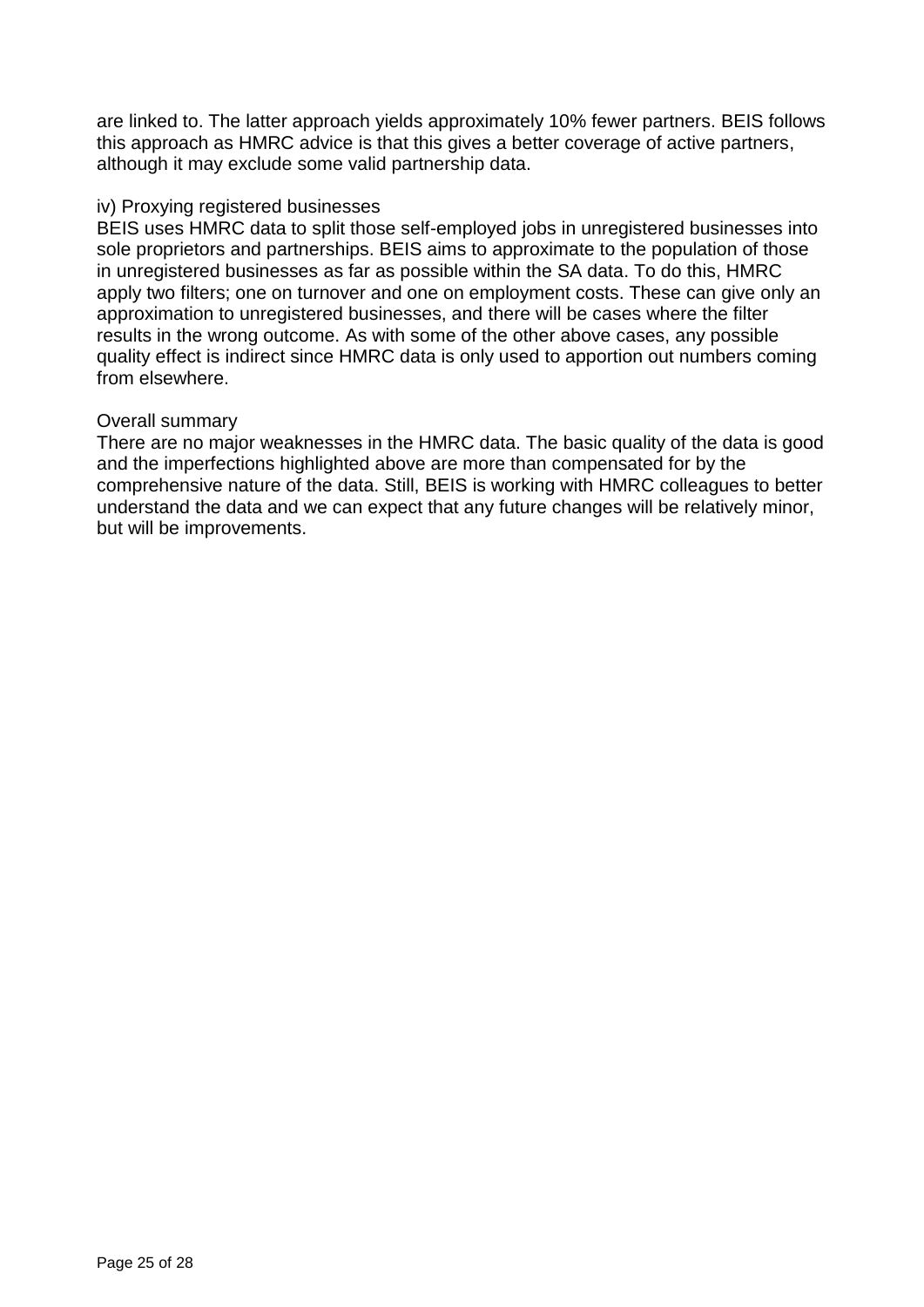are linked to. The latter approach yields approximately 10% fewer partners. BEIS follows this approach as HMRC advice is that this gives a better coverage of active partners, although it may exclude some valid partnership data.

iv) Proxying registered businesses

BEIS uses HMRC data to split those self-employed jobs in unregistered businesses into sole proprietors and partnerships. BEIS aims to approximate to the population of those in unregistered businesses as far as possible within the SA data. To do this, HMRC apply two filters; one on turnover and one on employment costs. These can give only an approximation to unregistered businesses, and there will be cases where the filter results in the wrong outcome. As with some of the other above cases, any possible quality effect is indirect since HMRC data is only used to apportion out numbers coming from elsewhere.

Overall summary

There are no major weaknesses in the HMRC data. The basic quality of the data is good and the imperfections highlighted above are more than compensated for by the comprehensive nature of the data. Still, BEIS is working with HMRC colleagues to better understand the data and we can expect that any future changes will be relatively minor, but will be improvements.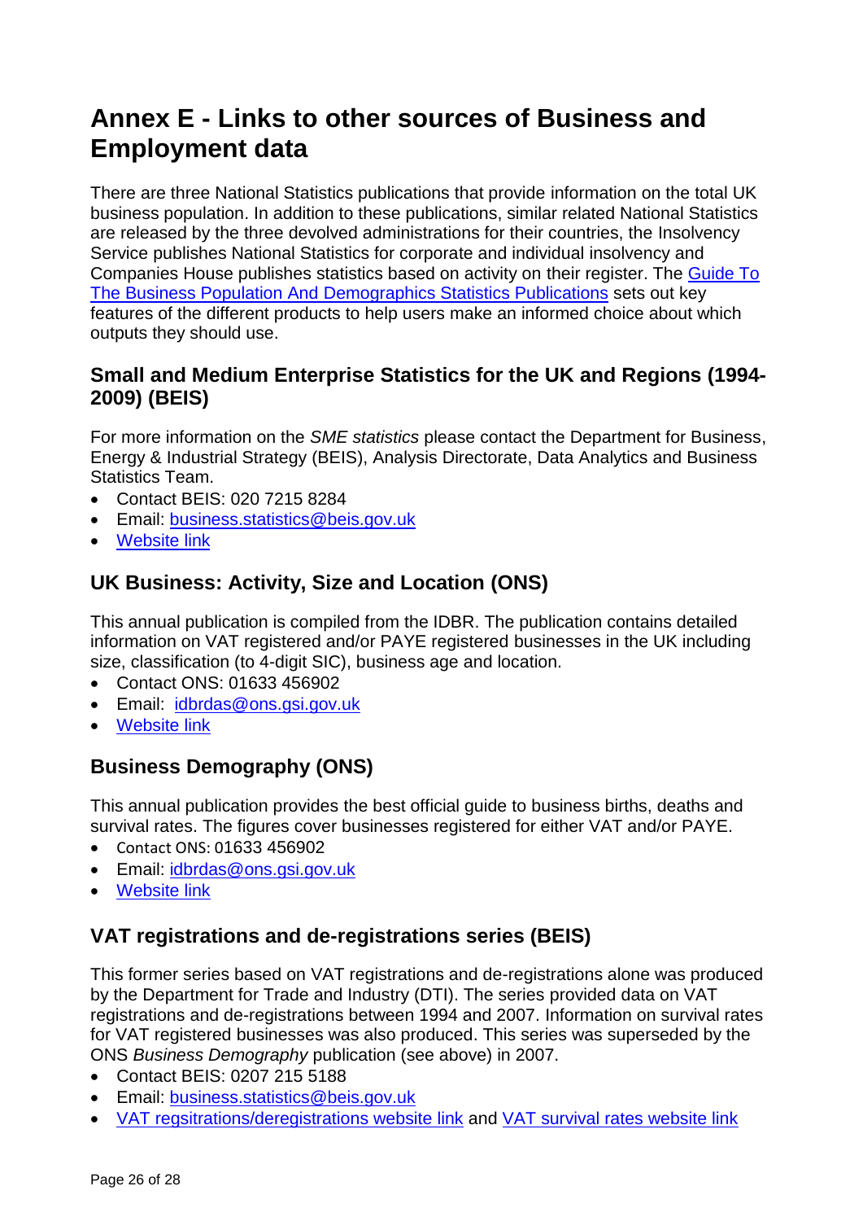# Annex E - Links to other sources of Business and Employment data

There are three National Statistics publications that provide information on the total UK business population. In addition to these publications, similar related National Statistics are released by the three devolved administrations for their countries, the Insolvency Service publishes National Statistics for corporate and individual insolvency and Companies House publishes statistics based on activity on their register. The Guide To The Business Population And Demographics Statistics Publications sets out key features of the different products to help users make an informed choice about which outputs they should use.

## Small and Medium Enterprise Statistics for the UK and Regions (1994-2009) (BEIS)

For more information on the *SME statistics* please contact the Department for Business, Energy & Industrial Strategy (BEIS), Analysis Directorate, Data Analytics and Business Statistics Team.

- Contact BEIS: 020 7215 8284
- Email: business.statistics@beis.gov.uk
- Website link

## UK Business: Activity, Size and Location (ONS)

This annual publication is compiled from the IDBR. The publication contains detailed information on VAT registered and/or PAYE registered businesses in the UK including size, classification (to 4-digit SIC), business age and location.

- Contact ONS: 01633 456902
- Email: idbrdas@ons.gsi.gov.uk
- Website link

## Business Demography (ONS)

This annual publication provides the best official guide to business births, deaths and survival rates. The figures cover businesses registered for either VAT and/or PAYE.

- Contact ONS: 01633 456902
- Email: idbrdas@ons.gsi.gov.uk
- Website link

## VAT registrations and de-registrations series (BEIS)

This former series based on VAT registrations and de-registrations alone was produced by the Department for Trade and Industry (DTI). The series provided data on VAT registrations and de-registrations between 1994 and 2007. Information on survival rates for VAT registered businesses was also produced. This series was superseded by the ONS *Business Demography* publication (see above) in 2007.

- Contact BEIS: 0207 215 5188
- Email: business.statistics@beis.gov.uk
- VAT regsitrations/deregistrations website link and VAT survival rates website link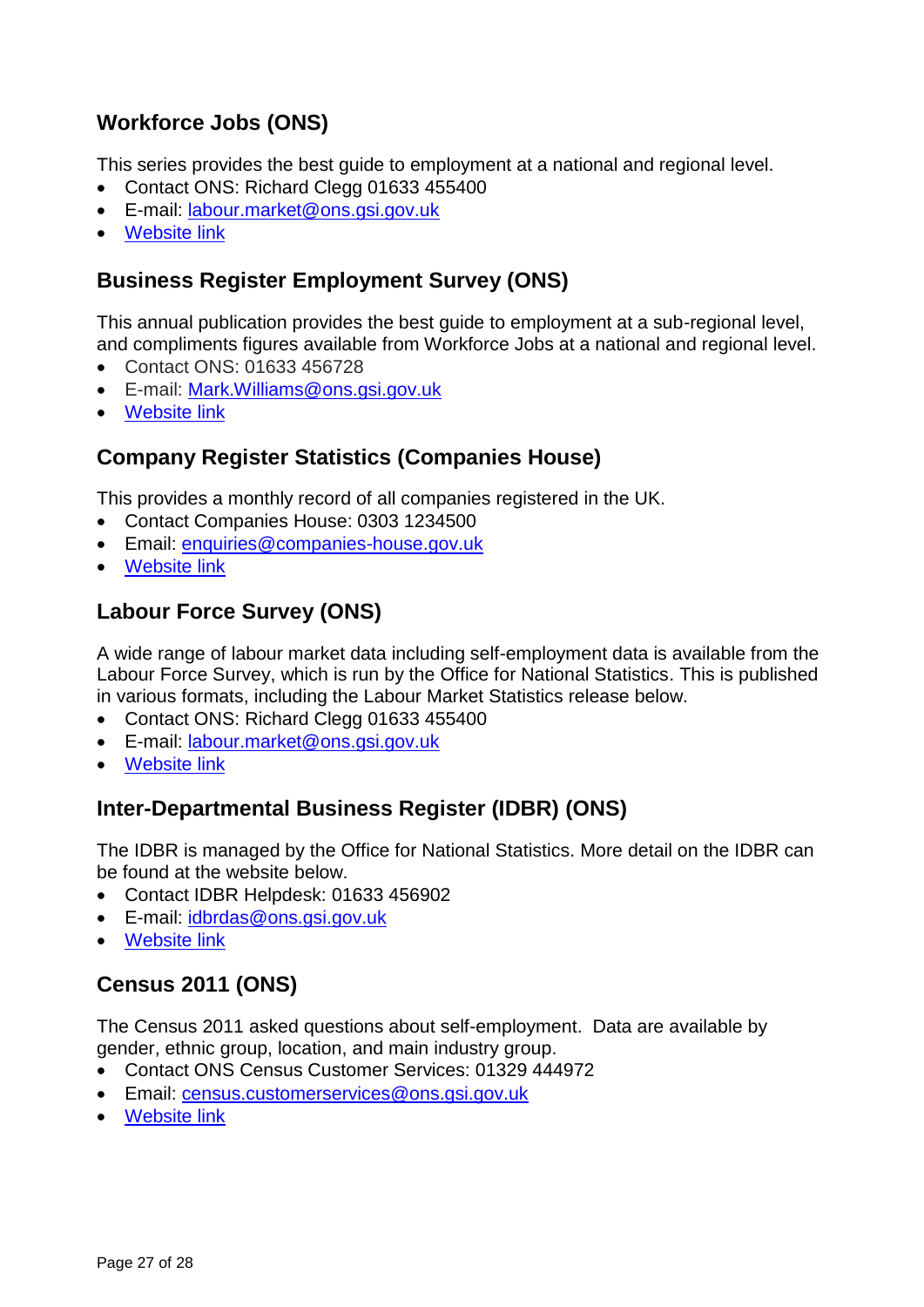## Workforce Jobs (ONS)

This series provides the best guide to employment at a national and regional level.

- Contact ONS: Richard Clegg 01633 455400
- E-mail: labour.market@ons.gsi.gov.uk
- Website link

## Business Register Employment Survey (ONS)

This annual publication provides the best guide to employment at a sub-regional level, and compliments figures available from Workforce Jobs at a national and regional level.

- Contact ONS: 01633 456728
- E-mail: Mark.Williams@ons.gsi.gov.uk
- Website link

## Company Register Statistics (Companies House)

This provides a monthly record of all companies registered in the UK.

- Contact Companies House: 0303 1234500
- Email: enquiries@companies-house.gov.uk
- Website link

## Labour Force Survey (ONS)

A wide range of labour market data including self-employment data is available from the Labour Force Survey, which is run by the Office for National Statistics. This is published in various formats, including the Labour Market Statistics release below.

- Contact ONS: Richard Clegg 01633 455400
- E-mail: labour.market@ons.gsi.gov.uk
- Website link

## Inter-Departmental Business Register (IDBR) (ONS)

The IDBR is managed by the Office for National Statistics. More detail on the IDBR can be found at the website below.

- Contact IDBR Helpdesk: 01633 456902
- E-mail: idbrdas@ons.gsi.gov.uk
- Website link

## Census 2011 (ONS)

The Census 2011 asked questions about self-employment. Data are available by gender, ethnic group, location, and main industry group.

- Contact ONS Census Customer Services: 01329 444972
- Email: census.customerservices@ons.gsi.gov.uk
- Website link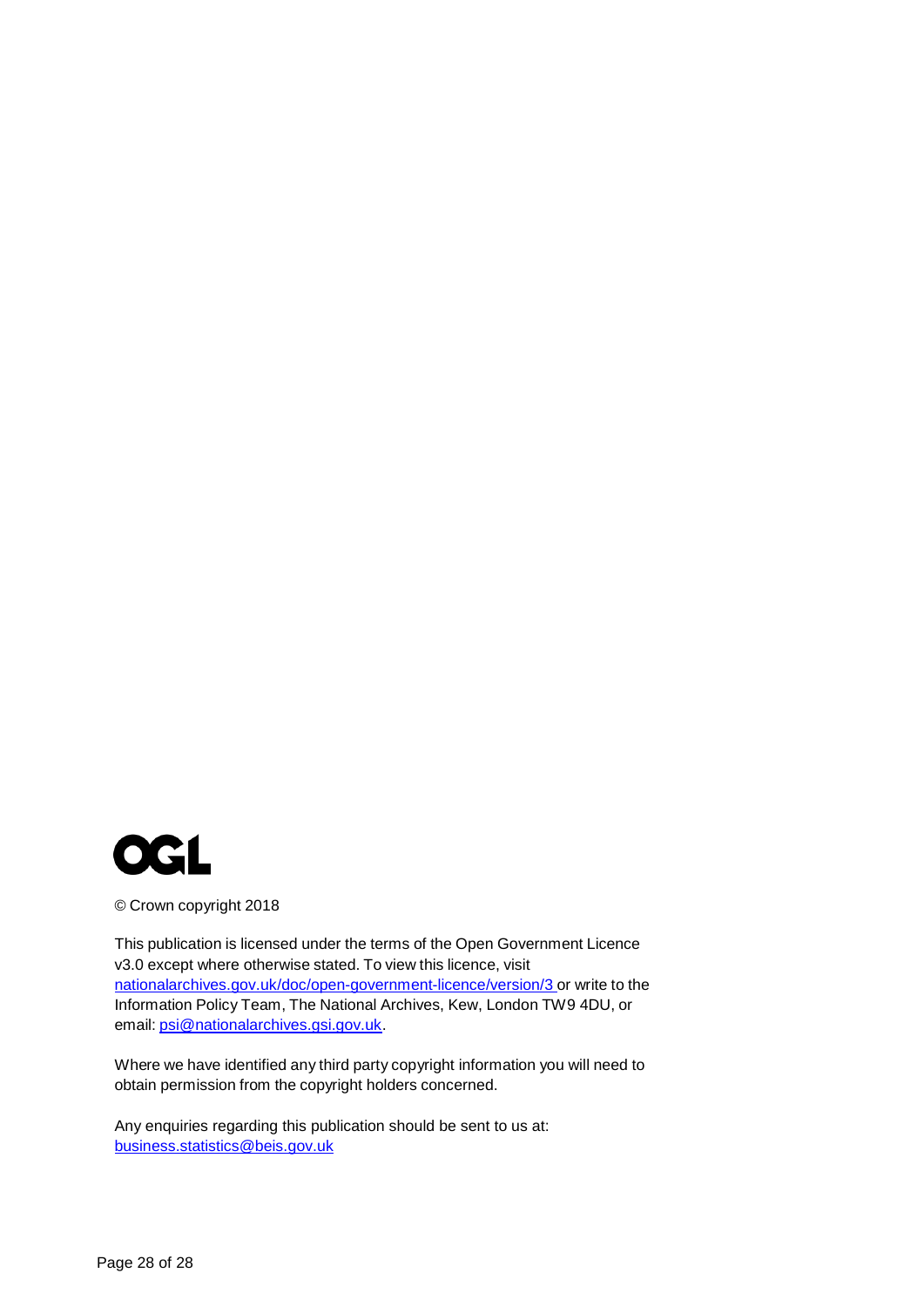OGL

© Crown copyright 2018

This publication is licensed under the terms of the Open Government Licence v3.0 except where otherwise stated. To view this licence, visit nationalarchives.gov.uk/doc/open-government-licence/version/3 or write to the Information Policy Team, The National Archives, Kew, London TW9 4DU, or email: psi@nationalarchives.gsi.gov.uk.

Where we have identified any third party copyright information you will need to obtain permission from the copyright holders concerned.

Any enquiries regarding this publication should be sent to us at: business.statistics@beis.gov.uk